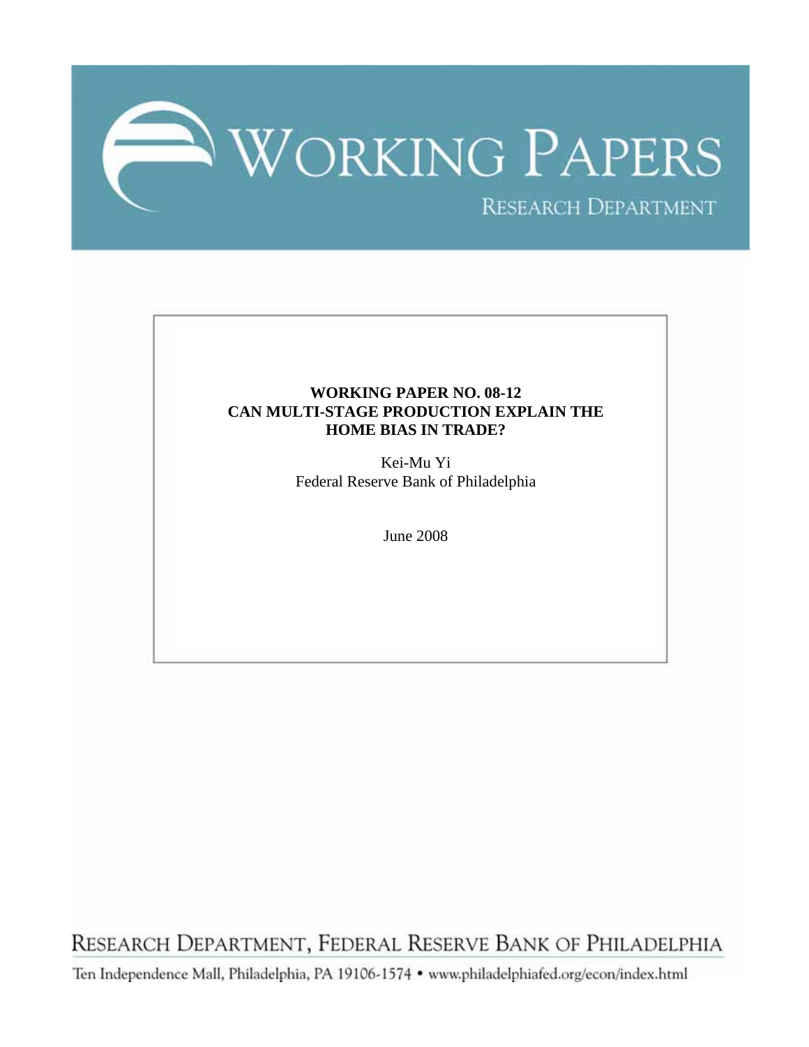# WORKING PAPERS

RESEARCH DEPARTMENT

**WORKING PAPER NO. 08-12**
**CAN MULTI-STAGE PRODUCTION EXPLAIN THE HOME BIAS IN TRADE?**

Kei-Mu Yi
Federal Reserve Bank of Philadelphia

June 2008

RESEARCH DEPARTMENT, FEDERAL RESERVE BANK OF PHILADELPHIA

Ten Independence Mall, Philadelphia, PA 19106-1574 • www.philadelphiafed.org/econ/index.html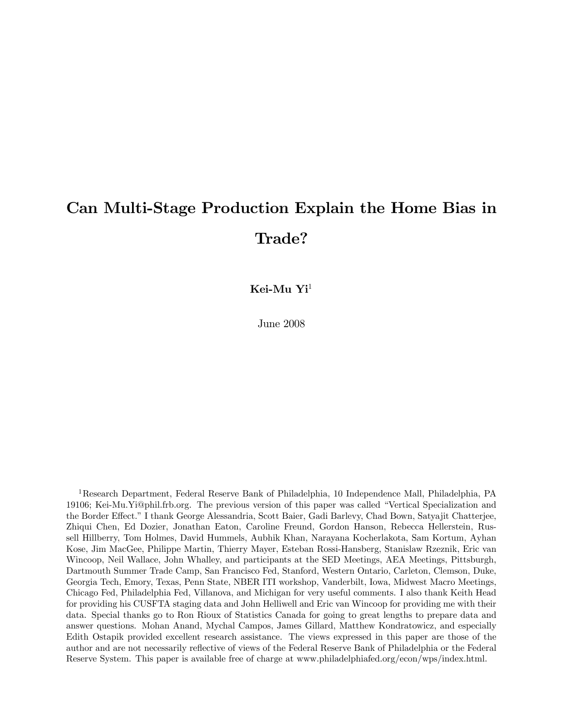# Can Multi-Stage Production Explain the Home Bias in Trade?

**Kei-Mu Yi**[1]

June 2008

[1] Research Department, Federal Reserve Bank of Philadelphia, 10 Independence Mall, Philadelphia, PA 19106; Kei-Mu.Yi@phil.frb.org. The previous version of this paper was called "Vertical Specialization and the Border Effect." I thank George Alessandria, Scott Baier, Gadi Barlevy, Chad Bown, Satyajit Chatterjee, Zhiqui Chen, Ed Dozier, Jonathan Eaton, Caroline Freund, Gordon Hanson, Rebecca Hellerstein, Russell Hillberry, Tom Holmes, David Hummels, Aubhik Khan, Narayana Kocherlakota, Sam Kortum, Ayhan Kose, Jim MacGee, Philippe Martin, Thierry Mayer, Esteban Rossi-Hansberg, Stanislaw Rzeznik, Eric van Wincoop, Neil Wallace, John Whalley, and participants at the SED Meetings, AEA Meetings, Pittsburgh, Dartmouth Summer Trade Camp, San Francisco Fed, Stanford, Western Ontario, Carleton, Clemson, Duke, Georgia Tech, Emory, Texas, Penn State, NBER ITI workshop, Vanderbilt, Iowa, Midwest Macro Meetings, Chicago Fed, Philadelphia Fed, Villanova, and Michigan for very useful comments. I also thank Keith Head for providing his CUSFTA staging data and John Helliwell and Eric van Wincoop for providing me with their data. Special thanks go to Ron Rioux of Statistics Canada for going to great lengths to prepare data and answer questions. Mohan Anand, Mychal Campos, James Gillard, Matthew Kondratowicz, and especially Edith Ostapik provided excellent research assistance. The views expressed in this paper are those of the author and are not necessarily reflective of views of the Federal Reserve Bank of Philadelphia or the Federal Reserve System. This paper is available free of charge at www.philadelphiafed.org/econ/wps/index.html.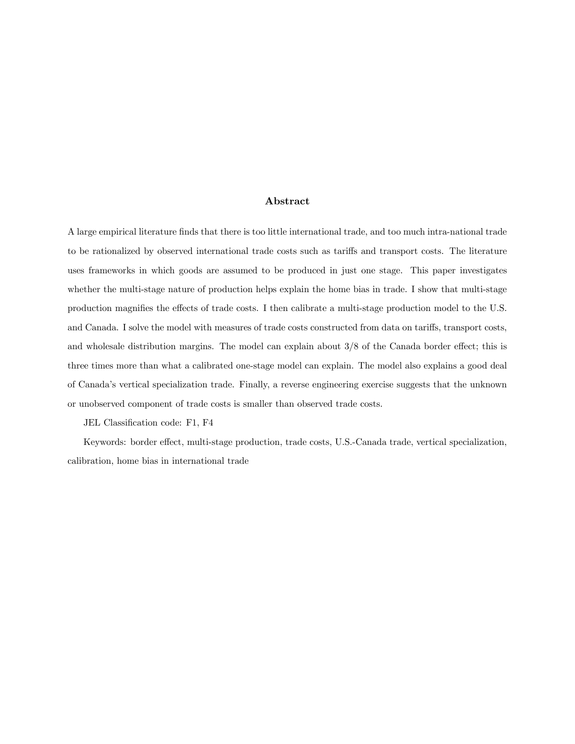## Abstract

A large empirical literature finds that there is too little international trade, and too much intra-national trade to be rationalized by observed international trade costs such as tariffs and transport costs. The literature uses frameworks in which goods are assumed to be produced in just one stage. This paper investigates whether the multi-stage nature of production helps explain the home bias in trade. I show that multi-stage production magnifies the effects of trade costs. I then calibrate a multi-stage production model to the U.S. and Canada. I solve the model with measures of trade costs constructed from data on tariffs, transport costs, and wholesale distribution margins. The model can explain about 3/8 of the Canada border effect; this is three times more than what a calibrated one-stage model can explain. The model also explains a good deal of Canada's vertical specialization trade. Finally, a reverse engineering exercise suggests that the unknown or unobserved component of trade costs is smaller than observed trade costs.

JEL Classification code: F1, F4

Keywords: border effect, multi-stage production, trade costs, U.S.-Canada trade, vertical specialization, calibration, home bias in international trade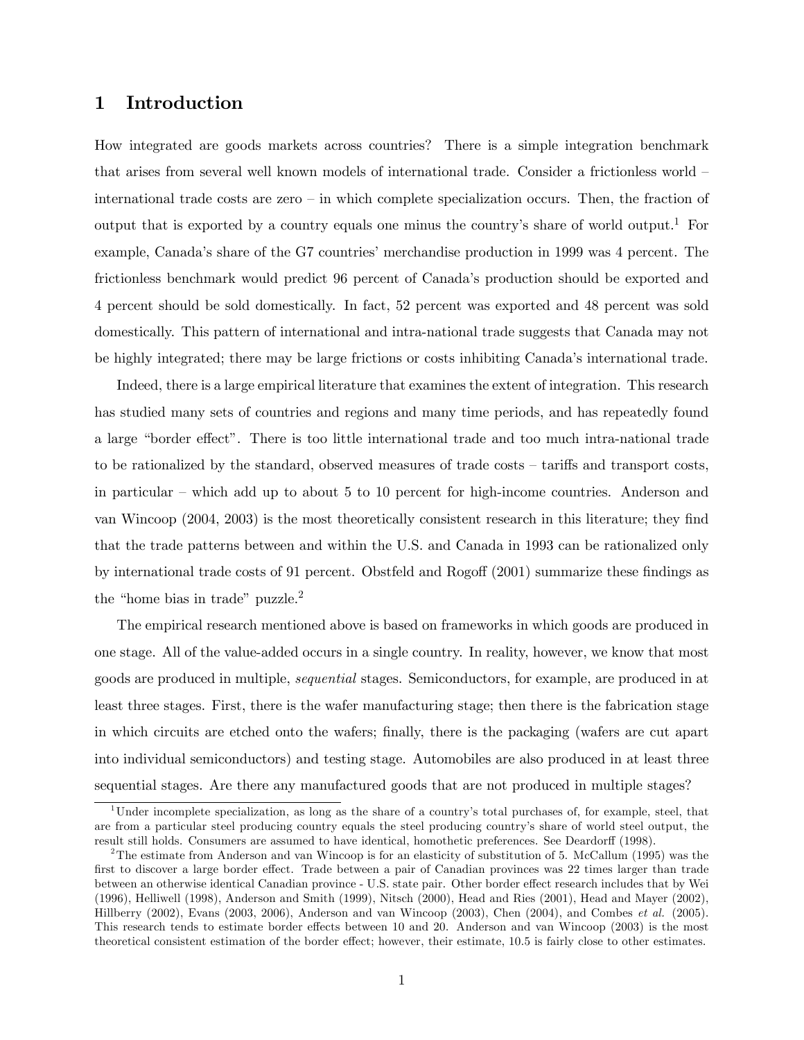# 1 Introduction

How integrated are goods markets across countries? There is a simple integration benchmark that arises from several well known models of international trade. Consider a frictionless world – international trade costs are zero – in which complete specialization occurs. Then, the fraction of output that is exported by a country equals one minus the country's share of world output.[1] For example, Canada's share of the G7 countries' merchandise production in 1999 was 4 percent. The frictionless benchmark would predict 96 percent of Canada's production should be exported and 4 percent should be sold domestically. In fact, 52 percent was exported and 48 percent was sold domestically. This pattern of international and intra-national trade suggests that Canada may not be highly integrated; there may be large frictions or costs inhibiting Canada's international trade.

Indeed, there is a large empirical literature that examines the extent of integration. This research has studied many sets of countries and regions and many time periods, and has repeatedly found a large "border effect". There is too little international trade and too much intra-national trade to be rationalized by the standard, observed measures of trade costs – tariffs and transport costs, in particular – which add up to about 5 to 10 percent for high-income countries. Anderson and van Wincoop (2004, 2003) is the most theoretically consistent research in this literature; they find that the trade patterns between and within the U.S. and Canada in 1993 can be rationalized only by international trade costs of 91 percent. Obstfeld and Rogoff (2001) summarize these findings as the "home bias in trade" puzzle.[2]

The empirical research mentioned above is based on frameworks in which goods are produced in one stage. All of the value-added occurs in a single country. In reality, however, we know that most goods are produced in multiple, *sequential* stages. Semiconductors, for example, are produced in at least three stages. First, there is the wafer manufacturing stage; then there is the fabrication stage in which circuits are etched onto the wafers; finally, there is the packaging (wafers are cut apart into individual semiconductors) and testing stage. Automobiles are also produced in at least three sequential stages. Are there any manufactured goods that are not produced in multiple stages?

[1] Under incomplete specialization, as long as the share of a country's total purchases of, for example, steel, that are from a particular steel producing country equals the steel producing country's share of world steel output, the result still holds. Consumers are assumed to have identical, homothetic preferences. See Deardorff (1998).

[2] The estimate from Anderson and van Wincoop is for an elasticity of substitution of 5. McCallum (1995) was the first to discover a large border effect. Trade between a pair of Canadian provinces was 22 times larger than trade between an otherwise identical Canadian province - U.S. state pair. Other border effect research includes that by Wei (1996), Helliwell (1998), Anderson and Smith (1999), Nitsch (2000), Head and Ries (2001), Head and Mayer (2002), Hillberry (2002), Evans (2003, 2006), Anderson and van Wincoop (2003), Chen (2004), and Combes *et al.* (2005). This research tends to estimate border effects between 10 and 20. Anderson and van Wincoop (2003) is the most theoretical consistent estimation of the border effect; however, their estimate, 10.5 is fairly close to other estimates.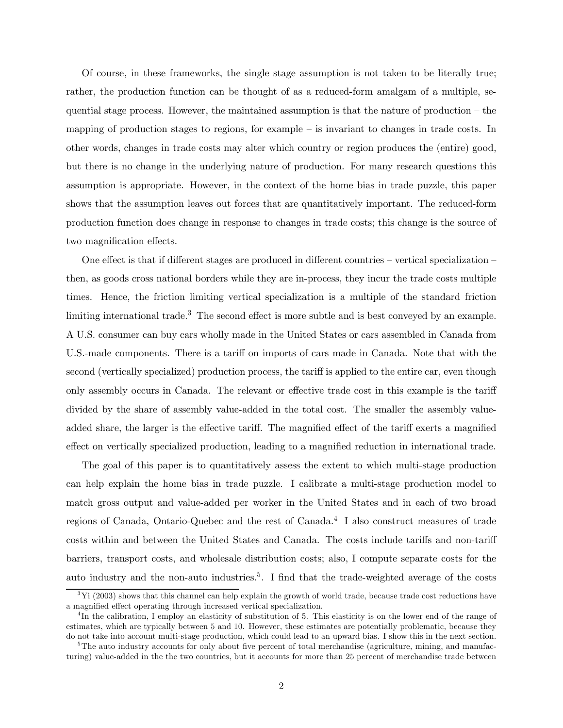Of course, in these frameworks, the single stage assumption is not taken to be literally true; rather, the production function can be thought of as a reduced-form amalgam of a multiple, sequential stage process. However, the maintained assumption is that the nature of production – the mapping of production stages to regions, for example – is invariant to changes in trade costs. In other words, changes in trade costs may alter which country or region produces the (entire) good, but there is no change in the underlying nature of production. For many research questions this assumption is appropriate. However, in the context of the home bias in trade puzzle, this paper shows that the assumption leaves out forces that are quantitatively important. The reduced-form production function does change in response to changes in trade costs; this change is the source of two magnification effects.

One effect is that if different stages are produced in different countries – vertical specialization – then, as goods cross national borders while they are in-process, they incur the trade costs multiple times. Hence, the friction limiting vertical specialization is a multiple of the standard friction limiting international trade.[3] The second effect is more subtle and is best conveyed by an example. A U.S. consumer can buy cars wholly made in the United States or cars assembled in Canada from U.S.-made components. There is a tariff on imports of cars made in Canada. Note that with the second (vertically specialized) production process, the tariff is applied to the entire car, even though only assembly occurs in Canada. The relevant or effective trade cost in this example is the tariff divided by the share of assembly value-added in the total cost. The smaller the assembly value-added share, the larger is the effective tariff. The magnified effect of the tariff exerts a magnified effect on vertically specialized production, leading to a magnified reduction in international trade.

The goal of this paper is to quantitatively assess the extent to which multi-stage production can help explain the home bias in trade puzzle. I calibrate a multi-stage production model to match gross output and value-added per worker in the United States and in each of two broad regions of Canada, Ontario-Quebec and the rest of Canada.[4] I also construct measures of trade costs within and between the United States and Canada. The costs include tariffs and non-tariff barriers, transport costs, and wholesale distribution costs; also, I compute separate costs for the auto industry and the non-auto industries.[5]. I find that the trade-weighted average of the costs

[3] Yi (2003) shows that this channel can help explain the growth of world trade, because trade cost reductions have a magnified effect operating through increased vertical specialization.

[4] In the calibration, I employ an elasticity of substitution of 5. This elasticity is on the lower end of the range of estimates, which are typically between 5 and 10. However, these estimates are potentially problematic, because they do not take into account multi-stage production, which could lead to an upward bias. I show this in the next section.

[5] The auto industry accounts for only about five percent of total merchandise (agriculture, mining, and manufacturing) value-added in the the two countries, but it accounts for more than 25 percent of merchandise trade between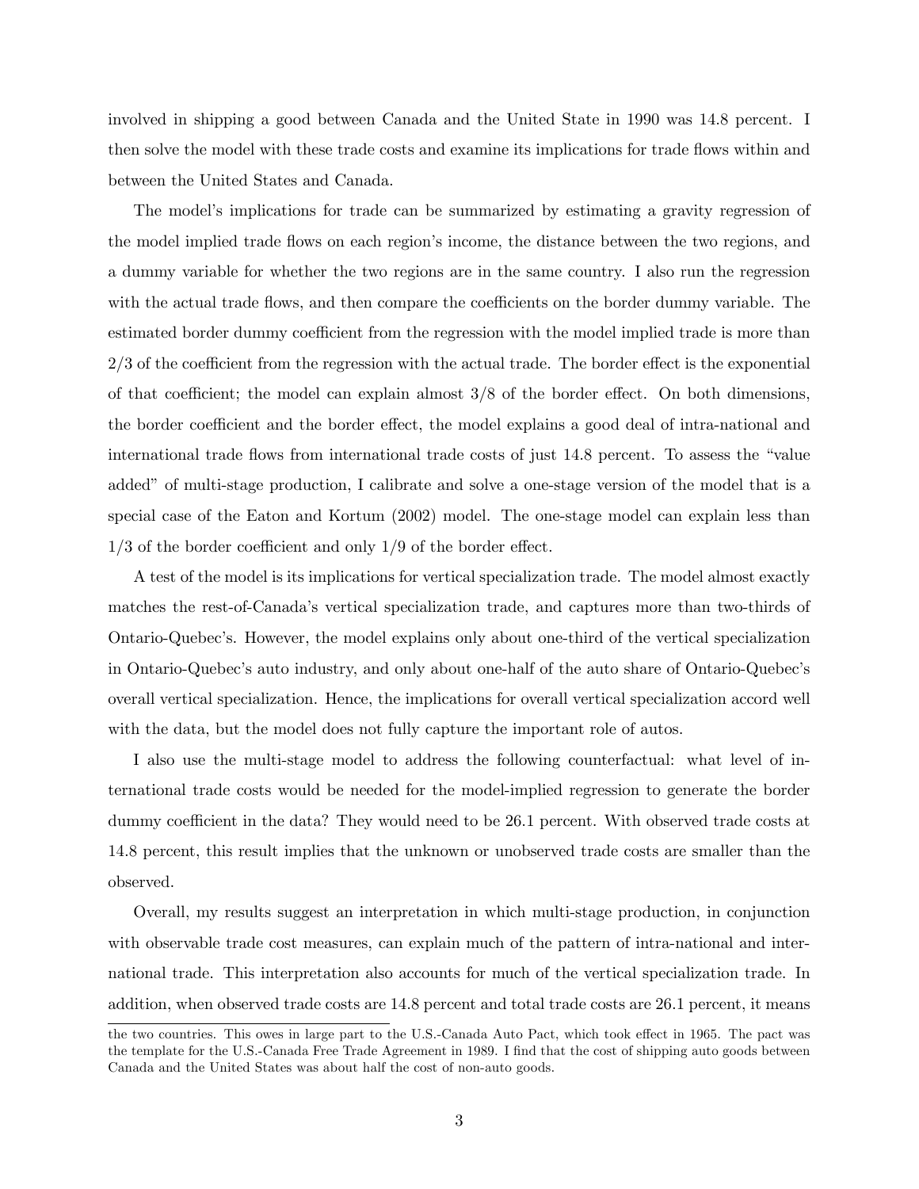involved in shipping a good between Canada and the United State in 1990 was 14.8 percent. I then solve the model with these trade costs and examine its implications for trade flows within and between the United States and Canada.

The model's implications for trade can be summarized by estimating a gravity regression of the model implied trade flows on each region's income, the distance between the two regions, and a dummy variable for whether the two regions are in the same country. I also run the regression with the actual trade flows, and then compare the coefficients on the border dummy variable. The estimated border dummy coefficient from the regression with the model implied trade is more than 2/3 of the coefficient from the regression with the actual trade. The border effect is the exponential of that coefficient; the model can explain almost 3/8 of the border effect. On both dimensions, the border coefficient and the border effect, the model explains a good deal of intra-national and international trade flows from international trade costs of just 14.8 percent. To assess the "value added" of multi-stage production, I calibrate and solve a one-stage version of the model that is a special case of the Eaton and Kortum (2002) model. The one-stage model can explain less than 1/3 of the border coefficient and only 1/9 of the border effect.

A test of the model is its implications for vertical specialization trade. The model almost exactly matches the rest-of-Canada's vertical specialization trade, and captures more than two-thirds of Ontario-Quebec's. However, the model explains only about one-third of the vertical specialization in Ontario-Quebec's auto industry, and only about one-half of the auto share of Ontario-Quebec's overall vertical specialization. Hence, the implications for overall vertical specialization accord well with the data, but the model does not fully capture the important role of autos.

I also use the multi-stage model to address the following counterfactual: what level of international trade costs would be needed for the model-implied regression to generate the border dummy coefficient in the data? They would need to be 26.1 percent. With observed trade costs at 14.8 percent, this result implies that the unknown or unobserved trade costs are smaller than the observed.

Overall, my results suggest an interpretation in which multi-stage production, in conjunction with observable trade cost measures, can explain much of the pattern of intra-national and international trade. This interpretation also accounts for much of the vertical specialization trade. In addition, when observed trade costs are 14.8 percent and total trade costs are 26.1 percent, it means

the two countries. This owes in large part to the U.S.-Canada Auto Pact, which took effect in 1965. The pact was the template for the U.S.-Canada Free Trade Agreement in 1989. I find that the cost of shipping auto goods between Canada and the United States was about half the cost of non-auto goods.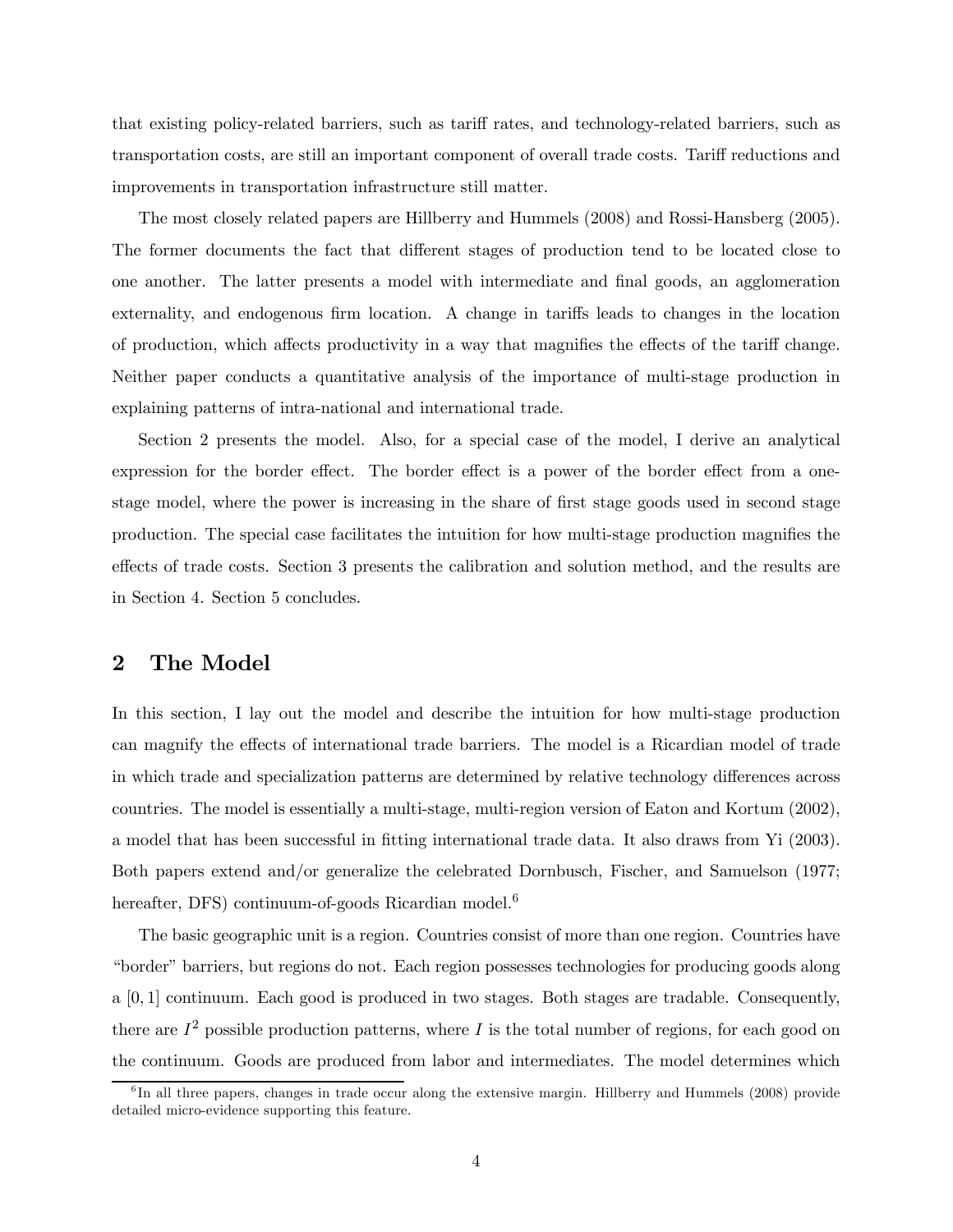that existing policy-related barriers, such as tariff rates, and technology-related barriers, such as transportation costs, are still an important component of overall trade costs. Tariff reductions and improvements in transportation infrastructure still matter.

The most closely related papers are Hillberry and Hummels (2008) and Rossi-Hansberg (2005). The former documents the fact that different stages of production tend to be located close to one another. The latter presents a model with intermediate and final goods, an agglomeration externality, and endogenous firm location. A change in tariffs leads to changes in the location of production, which affects productivity in a way that magnifies the effects of the tariff change. Neither paper conducts a quantitative analysis of the importance of multi-stage production in explaining patterns of intra-national and international trade.

Section 2 presents the model. Also, for a special case of the model, I derive an analytical expression for the border effect. The border effect is a power of the border effect from a one-stage model, where the power is increasing in the share of first stage goods used in second stage production. The special case facilitates the intuition for how multi-stage production magnifies the effects of trade costs. Section 3 presents the calibration and solution method, and the results are in Section 4. Section 5 concludes.

## 2 The Model

In this section, I lay out the model and describe the intuition for how multi-stage production can magnify the effects of international trade barriers. The model is a Ricardian model of trade in which trade and specialization patterns are determined by relative technology differences across countries. The model is essentially a multi-stage, multi-region version of Eaton and Kortum (2002), a model that has been successful in fitting international trade data. It also draws from Yi (2003). Both papers extend and/or generalize the celebrated Dornbusch, Fischer, and Samuelson (1977; hereafter, DFS) continuum-of-goods Ricardian model.[6]

The basic geographic unit is a region. Countries consist of more than one region. Countries have "border" barriers, but regions do not. Each region possesses technologies for producing goods along a $[0, 1]$ continuum. Each good is produced in two stages. Both stages are tradable. Consequently, there are $I^2$ possible production patterns, where $I$ is the total number of regions, for each good on the continuum. Goods are produced from labor and intermediates. The model determines which

[6] In all three papers, changes in trade occur along the extensive margin. Hillberry and Hummels (2008) provide detailed micro-evidence supporting this feature.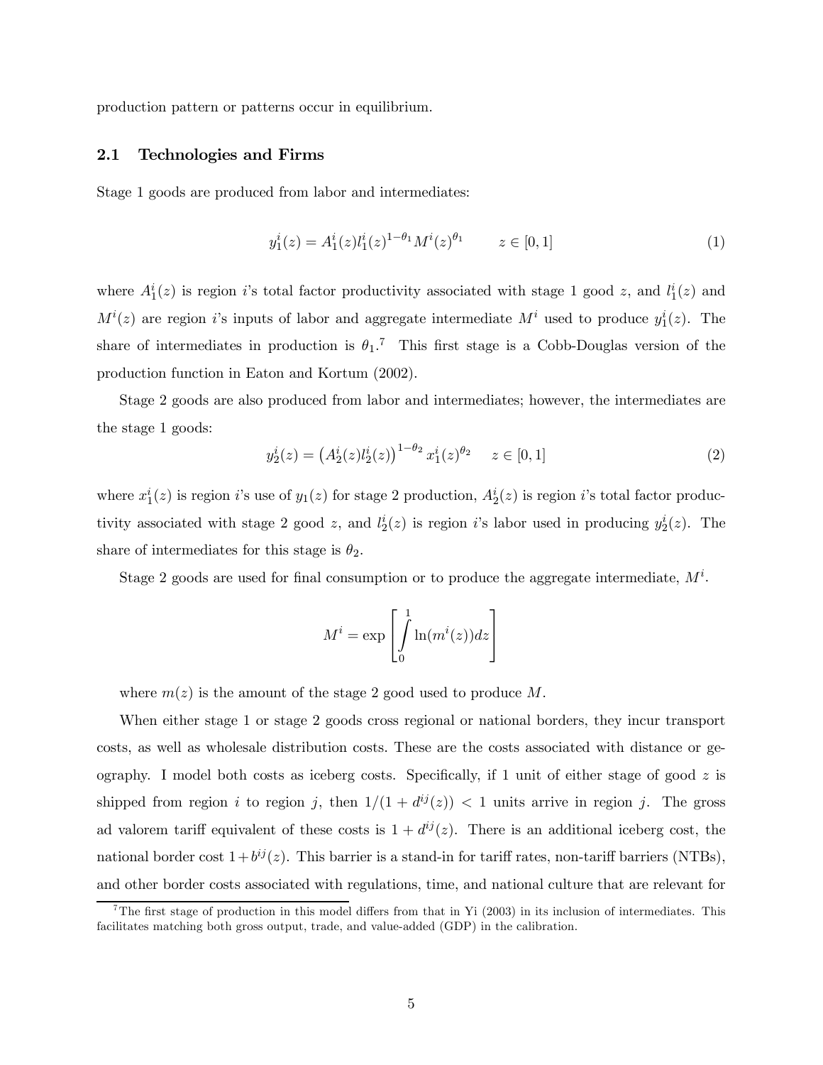production pattern or patterns occur in equilibrium.

### 2.1 Technologies and Firms

Stage 1 goods are produced from labor and intermediates:

$$y_1^i(z) = A_1^i(z) l_1^i(z)^{1-\theta_1} M^i(z)^{\theta_1} \qquad z \in [0,1] \tag{1}$$

where $A_1^i(z)$ is region $i$'s total factor productivity associated with stage 1 good $z$, and $l_1^i(z)$ and $M^i(z)$ are region $i$'s inputs of labor and aggregate intermediate $M^i$ used to produce $y_1^i(z)$. The share of intermediates in production is $\theta_1$.[7] This first stage is a Cobb-Douglas version of the production function in Eaton and Kortum (2002).

Stage 2 goods are also produced from labor and intermediates; however, the intermediates are the stage 1 goods:

$$y_2^i(z) = \left(A_2^i(z) l_2^i(z)\right)^{1-\theta_2} x_1^i(z)^{\theta_2} \qquad z \in [0,1] \tag{2}$$

where $x_1^i(z)$ is region $i$'s use of $y_1(z)$ for stage 2 production, $A_2^i(z)$ is region $i$'s total factor productivity associated with stage 2 good $z$, and $l_2^i(z)$ is region $i$'s labor used in producing $y_2^i(z)$. The share of intermediates for this stage is $\theta_2$.

Stage 2 goods are used for final consumption or to produce the aggregate intermediate, $M^i$.

$$M^i = \exp\left[\int_0^1 \ln(m^i(z)) dz\right]$$

where $m(z)$ is the amount of the stage 2 good used to produce $M$.

When either stage 1 or stage 2 goods cross regional or national borders, they incur transport costs, as well as wholesale distribution costs. These are the costs associated with distance or geography. I model both costs as iceberg costs. Specifically, if 1 unit of either stage of good $z$ is shipped from region $i$ to region $j$, then $1/(1 + d^{ij}(z)) < 1$ units arrive in region $j$. The gross ad valorem tariff equivalent of these costs is $1 + d^{ij}(z)$. There is an additional iceberg cost, the national border cost $1 + b^{ij}(z)$. This barrier is a stand-in for tariff rates, non-tariff barriers (NTBs), and other border costs associated with regulations, time, and national culture that are relevant for

[7] The first stage of production in this model differs from that in Yi (2003) in its inclusion of intermediates. This facilitates matching both gross output, trade, and value-added (GDP) in the calibration.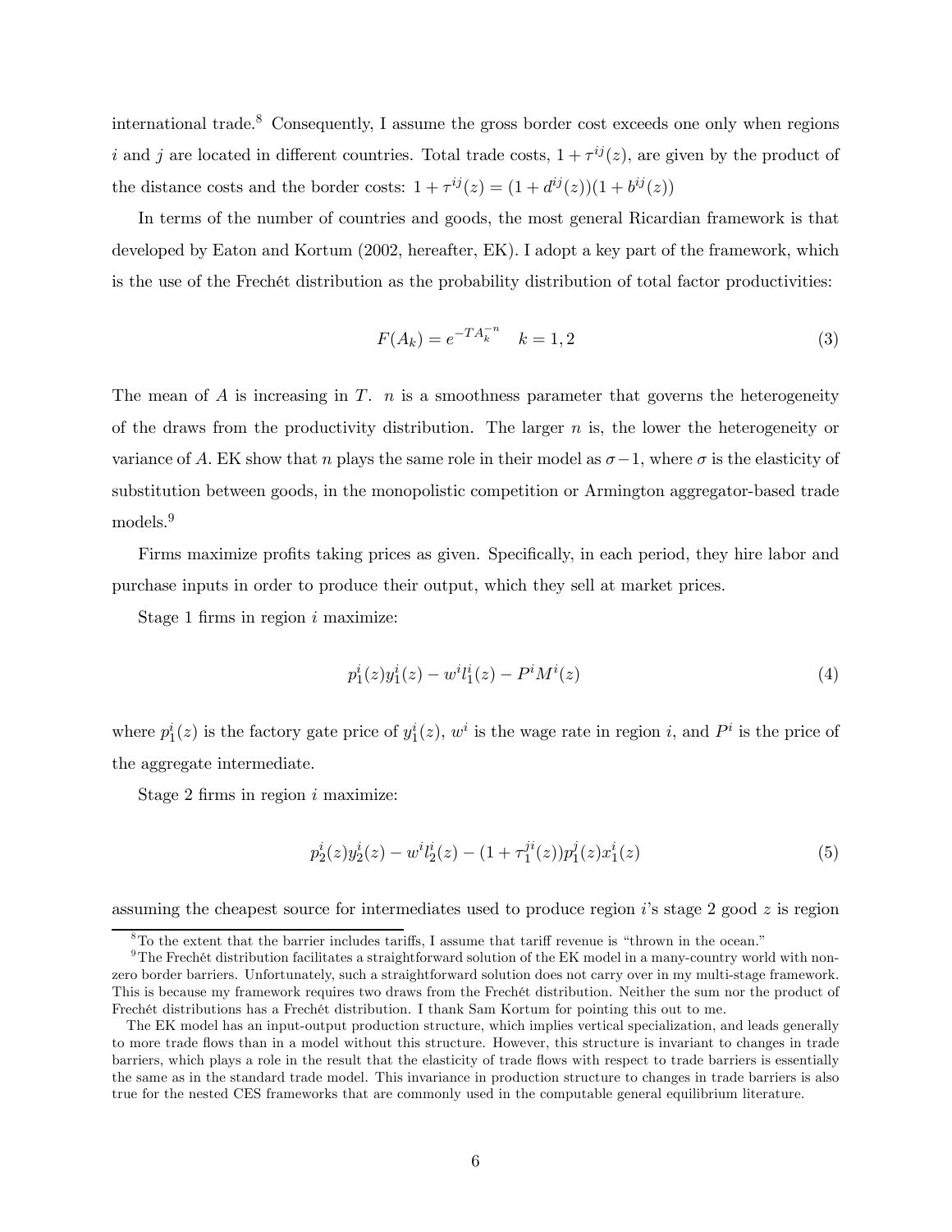international trade.[8] Consequently, I assume the gross border cost exceeds one only when regions $i$ and $j$ are located in different countries. Total trade costs, $1 + \tau^{ij}(z)$, are given by the product of the distance costs and the border costs: $1 + \tau^{ij}(z) = (1 + d^{ij}(z))(1 + b^{ij}(z))$

In terms of the number of countries and goods, the most general Ricardian framework is that developed by Eaton and Kortum (2002, hereafter, EK). I adopt a key part of the framework, which is the use of the Frechét distribution as the probability distribution of total factor productivities:

$$F(A_k) = e^{-TA_k^{-n}} \quad k = 1, 2 \tag{3}$$

The mean of $A$ is increasing in $T$. $n$ is a smoothness parameter that governs the heterogeneity of the draws from the productivity distribution. The larger $n$ is, the lower the heterogeneity or variance of $A$. EK show that $n$ plays the same role in their model as $\sigma - 1$, where $\sigma$ is the elasticity of substitution between goods, in the monopolistic competition or Armington aggregator-based trade models.[9]

Firms maximize profits taking prices as given. Specifically, in each period, they hire labor and purchase inputs in order to produce their output, which they sell at market prices.

Stage 1 firms in region $i$ maximize:

$$p_1^i(z)y_1^i(z) - w^i l_1^i(z) - P^i M^i(z) \tag{4}$$

where $p_1^i(z)$ is the factory gate price of $y_1^i(z)$, $w^i$ is the wage rate in region $i$, and $P^i$ is the price of the aggregate intermediate.

Stage 2 firms in region $i$ maximize:

$$p_2^i(z)y_2^i(z) - w^i l_2^i(z) - (1 + \tau_1^{ji}(z))p_1^j(z)x_1^i(z) \tag{5}$$

assuming the cheapest source for intermediates used to produce region $i$'s stage 2 good $z$ is region

[8] To the extent that the barrier includes tariffs, I assume that tariff revenue is "thrown in the ocean."

[9] The Frechét distribution facilitates a straightforward solution of the EK model in a many-country world with non-zero border barriers. Unfortunately, such a straightforward solution does not carry over in my multi-stage framework. This is because my framework requires two draws from the Frechét distribution. Neither the sum nor the product of Frechét distributions has a Frechét distribution. I thank Sam Kortum for pointing this out to me.

The EK model has an input-output production structure, which implies vertical specialization, and leads generally to more trade flows than in a model without this structure. However, this structure is invariant to changes in trade barriers, which plays a role in the result that the elasticity of trade flows with respect to trade barriers is essentially the same as in the standard trade model. This invariance in production structure to changes in trade barriers is also true for the nested CES frameworks that are commonly used in the computable general equilibrium literature.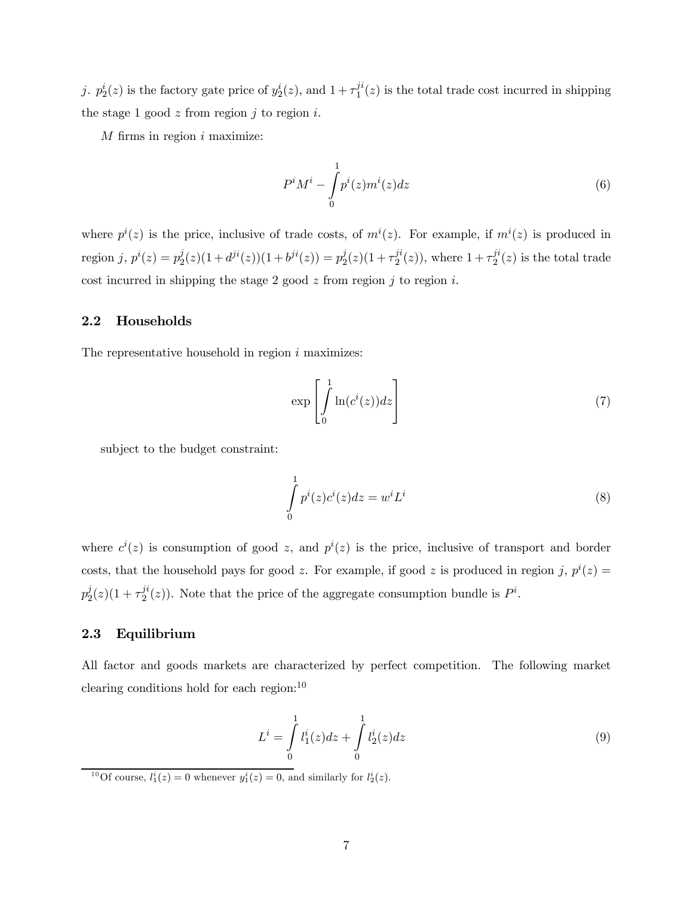$j$. $p_2^i(z)$ is the factory gate price of $y_2^i(z)$, and $1+\tau_1^{ji}(z)$ is the total trade cost incurred in shipping the stage 1 good $z$ from region $j$ to region $i$.

$M$ firms in region $i$ maximize:

$$P^i M^i - \int_0^1 p^i(z) m^i(z) dz \tag{6}$$

where $p^i(z)$ is the price, inclusive of trade costs, of $m^i(z)$. For example, if $m^i(z)$ is produced in region $j$, $p^i(z) = p_2^j(z)(1+d^{ji}(z))(1+b^{ji}(z)) = p_2^j(z)(1+\tau_2^{ji}(z))$, where $1+\tau_2^{ji}(z)$ is the total trade cost incurred in shipping the stage 2 good $z$ from region $j$ to region $i$.

## 2.2 Households

The representative household in region $i$ maximizes:

$$\exp\left[\int_0^1 \ln(c^i(z))dz\right] \tag{7}$$

subject to the budget constraint:

$$\int_0^1 p^i(z) c^i(z) dz = w^i L^i \tag{8}$$

where $c^i(z)$ is consumption of good $z$, and $p^i(z)$ is the price, inclusive of transport and border costs, that the household pays for good $z$. For example, if good $z$ is produced in region $j$, $p^i(z) = p_2^j(z)(1+\tau_2^{ji}(z))$. Note that the price of the aggregate consumption bundle is $P^i$.

## 2.3 Equilibrium

All factor and goods markets are characterized by perfect competition. The following market clearing conditions hold for each region:[10]

$$L^i = \int_0^1 l_1^i(z)dz + \int_0^1 l_2^i(z)dz \tag{9}$$

[10] Of course, $l_1^i(z) = 0$ whenever $y_1^i(z) = 0$, and similarly for $l_2^i(z)$.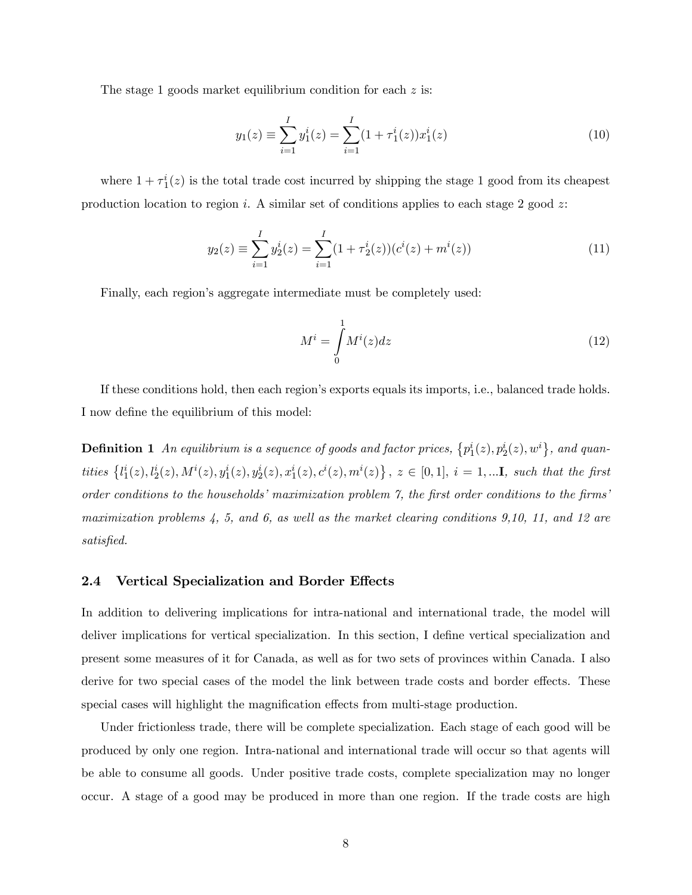The stage 1 goods market equilibrium condition for each $z$ is:

$$y_1(z) \equiv \sum_{i=1}^{I} y_1^i(z) = \sum_{i=1}^{I} (1 + \tau_1^i(z)) x_1^i(z) \tag{10}$$

where $1 + \tau_1^i(z)$ is the total trade cost incurred by shipping the stage 1 good from its cheapest production location to region $i$. A similar set of conditions applies to each stage 2 good $z$:

$$y_2(z) \equiv \sum_{i=1}^{I} y_2^i(z) = \sum_{i=1}^{I} (1 + \tau_2^i(z))(c^i(z) + m^i(z)) \tag{11}$$

Finally, each region's aggregate intermediate must be completely used:

$$M^i = \int_0^1 M^i(z) dz \tag{12}$$

If these conditions hold, then each region's exports equals its imports, i.e., balanced trade holds. I now define the equilibrium of this model:

**Definition 1** *An equilibrium is a sequence of goods and factor prices, $\{p_1^i(z), p_2^i(z), w^i\}$, and quantities $\{l_1^i(z), l_2^i(z), M^i(z), y_1^i(z), y_2^i(z), x_1^i(z), c^i(z), m^i(z)\}$, $z \in [0,1]$, $i = 1, ...\mathbf{I}$, such that the first order conditions to the households' maximization problem 7, the first order conditions to the firms' maximization problems 4, 5, and 6, as well as the market clearing conditions 9,10, 11, and 12 are satisfied.*

### 2.4 Vertical Specialization and Border Effects

In addition to delivering implications for intra-national and international trade, the model will deliver implications for vertical specialization. In this section, I define vertical specialization and present some measures of it for Canada, as well as for two sets of provinces within Canada. I also derive for two special cases of the model the link between trade costs and border effects. These special cases will highlight the magnification effects from multi-stage production.

Under frictionless trade, there will be complete specialization. Each stage of each good will be produced by only one region. Intra-national and international trade will occur so that agents will be able to consume all goods. Under positive trade costs, complete specialization may no longer occur. A stage of a good may be produced in more than one region. If the trade costs are high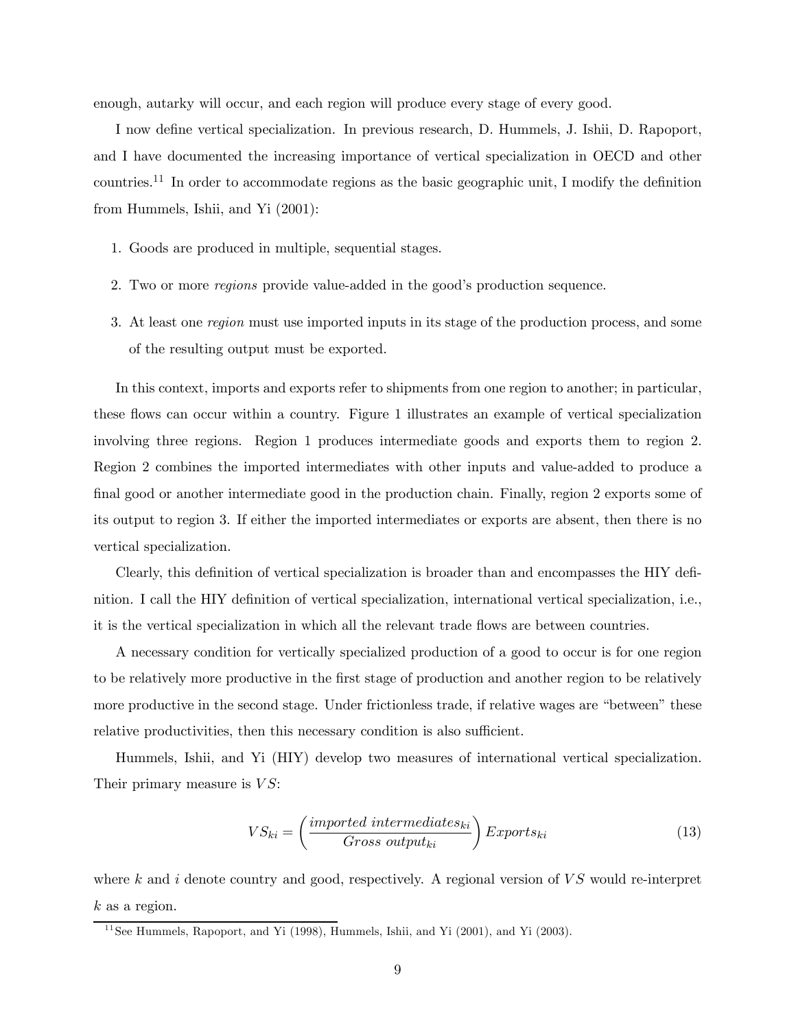enough, autarky will occur, and each region will produce every stage of every good.

I now define vertical specialization. In previous research, D. Hummels, J. Ishii, D. Rapoport, and I have documented the increasing importance of vertical specialization in OECD and other countries.[11] In order to accommodate regions as the basic geographic unit, I modify the definition from Hummels, Ishii, and Yi (2001):

1. Goods are produced in multiple, sequential stages.
2. Two or more *regions* provide value-added in the good's production sequence.
3. At least one *region* must use imported inputs in its stage of the production process, and some of the resulting output must be exported.

In this context, imports and exports refer to shipments from one region to another; in particular, these flows can occur within a country. Figure 1 illustrates an example of vertical specialization involving three regions. Region 1 produces intermediate goods and exports them to region 2. Region 2 combines the imported intermediates with other inputs and value-added to produce a final good or another intermediate good in the production chain. Finally, region 2 exports some of its output to region 3. If either the imported intermediates or exports are absent, then there is no vertical specialization.

Clearly, this definition of vertical specialization is broader than and encompasses the HIY definition. I call the HIY definition of vertical specialization, international vertical specialization, i.e., it is the vertical specialization in which all the relevant trade flows are between countries.

A necessary condition for vertically specialized production of a good to occur is for one region to be relatively more productive in the first stage of production and another region to be relatively more productive in the second stage. Under frictionless trade, if relative wages are "between" these relative productivities, then this necessary condition is also sufficient.

Hummels, Ishii, and Yi (HIY) develop two measures of international vertical specialization. Their primary measure is $VS$:

$$VS_{ki} = \left( \frac{imported\ intermediates_{ki}}{Gross\ output_{ki}} \right) Exports_{ki} \tag{13}$$

where $k$ and $i$ denote country and good, respectively. A regional version of $VS$ would re-interpret $k$ as a region.

[11] See Hummels, Rapoport, and Yi (1998), Hummels, Ishii, and Yi (2001), and Yi (2003).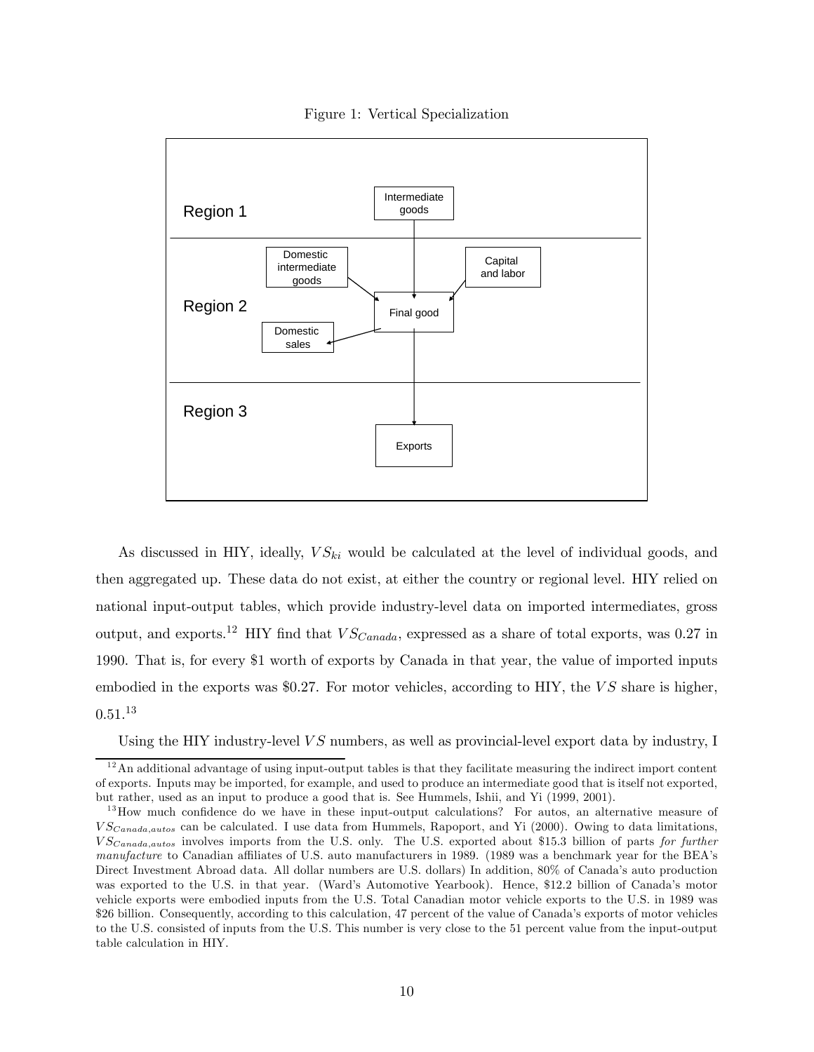Figure 1: Vertical Specialization

As discussed in HIY, ideally, $VS_{ki}$ would be calculated at the level of individual goods, and then aggregated up. These data do not exist, at either the country or regional level. HIY relied on national input-output tables, which provide industry-level data on imported intermediates, gross output, and exports.[12] HIY find that $VS_{Canada}$, expressed as a share of total exports, was 0.27 in 1990. That is, for every \$1 worth of exports by Canada in that year, the value of imported inputs embodied in the exports was \$0.27. For motor vehicles, according to HIY, the $VS$ share is higher, 0.51.[13]

Using the HIY industry-level $VS$ numbers, as well as provincial-level export data by industry, I

[12] An additional advantage of using input-output tables is that they facilitate measuring the indirect import content of exports. Inputs may be imported, for example, and used to produce an intermediate good that is itself not exported, but rather, used as an input to produce a good that is. See Hummels, Ishii, and Yi (1999, 2001).

[13] How much confidence do we have in these input-output calculations? For autos, an alternative measure of $VS_{Canada,autos}$ can be calculated. I use data from Hummels, Rapoport, and Yi (2000). Owing to data limitations, $VS_{Canada,autos}$ involves imports from the U.S. only. The U.S. exported about \$15.3 billion of parts *for further manufacture* to Canadian affiliates of U.S. auto manufacturers in 1989. (1989 was a benchmark year for the BEA's Direct Investment Abroad data. All dollar numbers are U.S. dollars) In addition, 80% of Canada's auto production was exported to the U.S. in that year. (Ward's Automotive Yearbook). Hence, \$12.2 billion of Canada's motor vehicle exports were embodied inputs from the U.S. Total Canadian motor vehicle exports to the U.S. in 1989 was \$26 billion. Consequently, according to this calculation, 47 percent of the value of Canada's exports of motor vehicles to the U.S. consisted of inputs from the U.S. This number is very close to the 51 percent value from the input-output table calculation in HIY.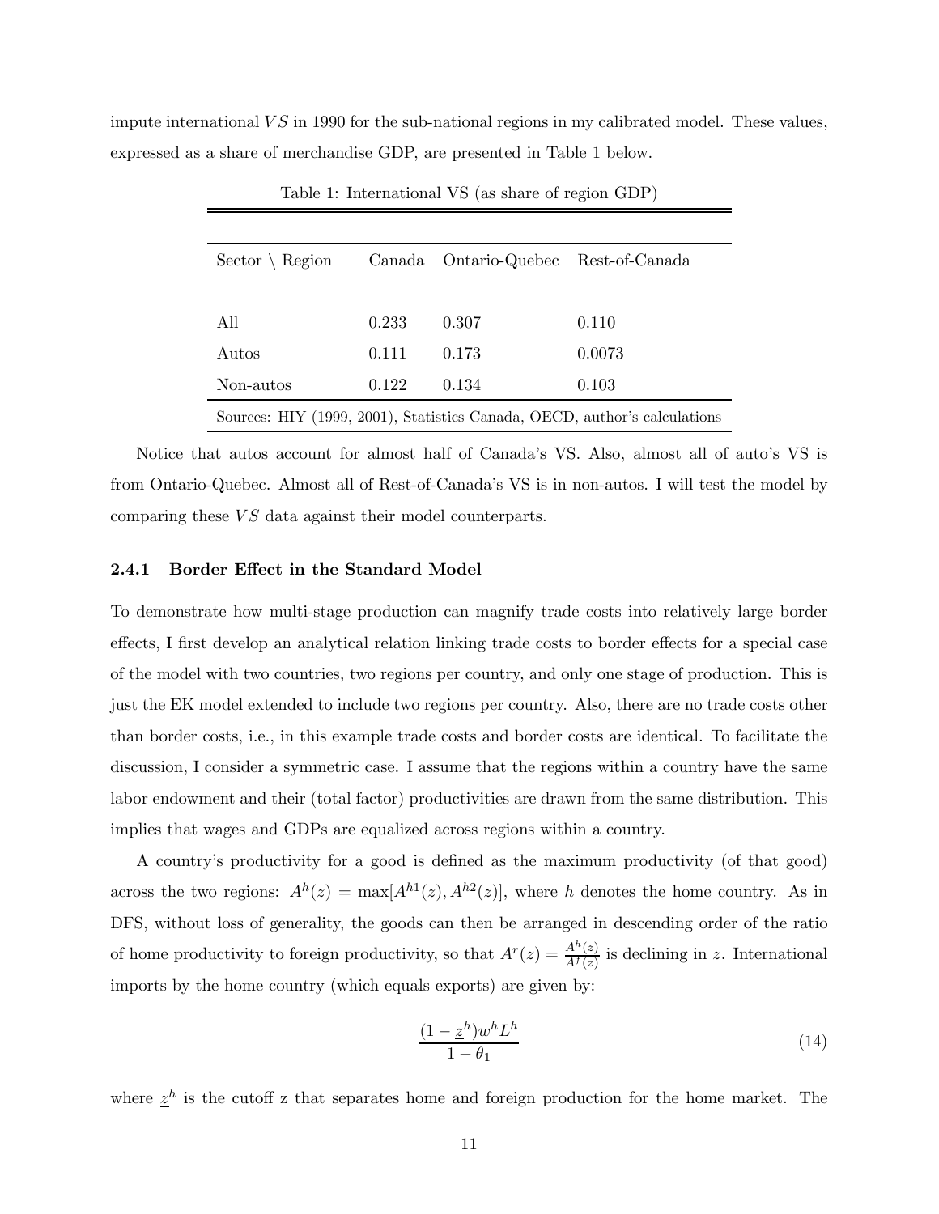impute international $VS$ in 1990 for the sub-national regions in my calibrated model. These values, expressed as a share of merchandise GDP, are presented in Table 1 below.

Table 1: International VS (as share of region GDP)

| Sector \ Region | Canada | Ontario-Quebec | Rest-of-Canada |
|---|---|---|---|
| All | 0.233 | 0.307 | 0.110 |
| Autos | 0.111 | 0.173 | 0.0073 |
| Non-autos | 0.122 | 0.134 | 0.103 |

Sources: HIY (1999, 2001), Statistics Canada, OECD, author's calculations

Notice that autos account for almost half of Canada's VS. Also, almost all of auto's VS is from Ontario-Quebec. Almost all of Rest-of-Canada's VS is in non-autos. I will test the model by comparing these $VS$ data against their model counterparts.

### 2.4.1 Border Effect in the Standard Model

To demonstrate how multi-stage production can magnify trade costs into relatively large border effects, I first develop an analytical relation linking trade costs to border effects for a special case of the model with two countries, two regions per country, and only one stage of production. This is just the EK model extended to include two regions per country. Also, there are no trade costs other than border costs, i.e., in this example trade costs and border costs are identical. To facilitate the discussion, I consider a symmetric case. I assume that the regions within a country have the same labor endowment and their (total factor) productivities are drawn from the same distribution. This implies that wages and GDPs are equalized across regions within a country.

A country's productivity for a good is defined as the maximum productivity (of that good) across the two regions: $A^h(z) = \max[A^{h1}(z), A^{h2}(z)]$, where $h$ denotes the home country. As in DFS, without loss of generality, the goods can then be arranged in descending order of the ratio of home productivity to foreign productivity, so that $A^r(z) = \frac{A^h(z)}{A^f(z)}$ is declining in $z$. International imports by the home country (which equals exports) are given by:

$$\frac{(1-\underline{z}^h)w^h L^h}{1-\theta_1} \tag{14}$$

where $\underline{z}^h$ is the cutoff z that separates home and foreign production for the home market. The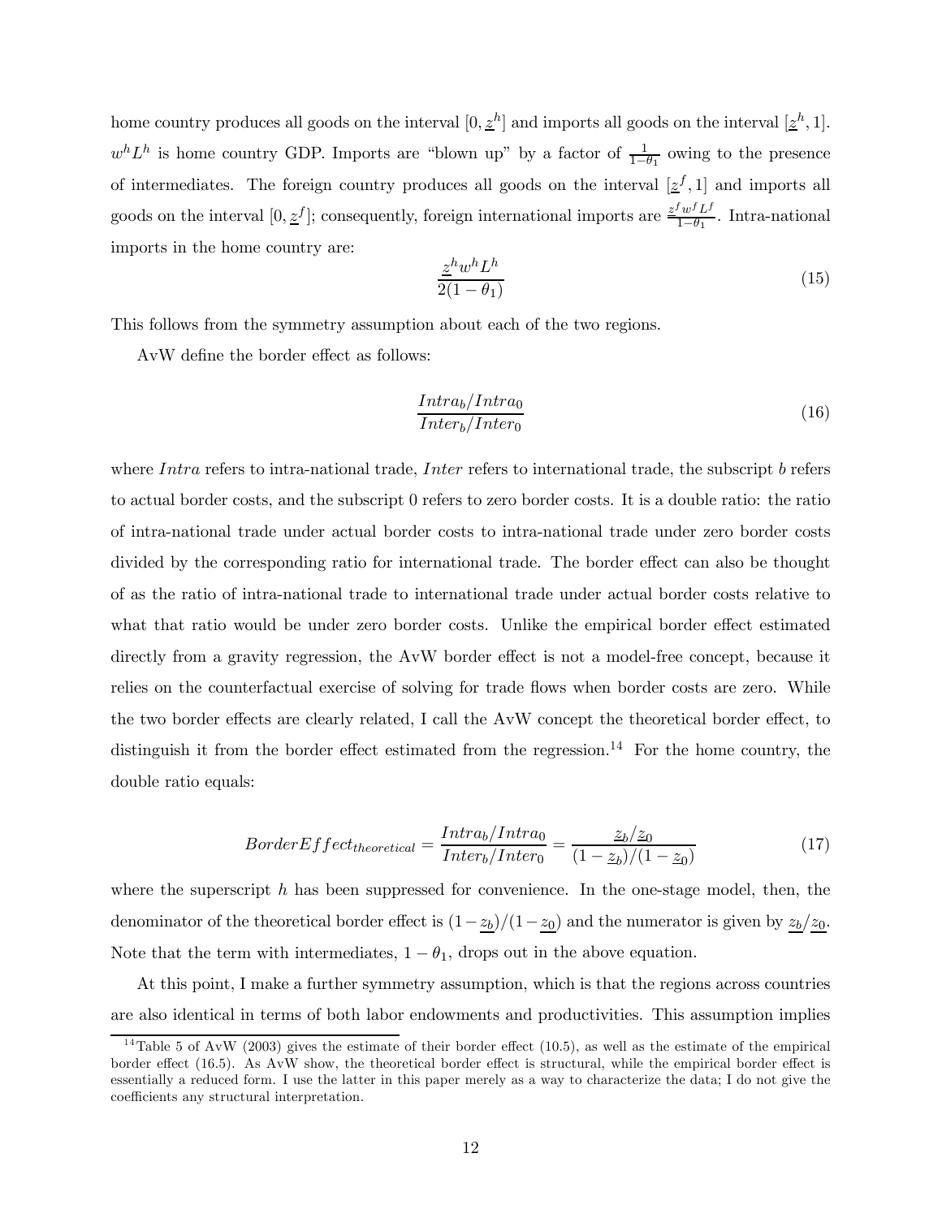home country produces all goods on the interval $[0, \underline{z}^h]$ and imports all goods on the interval $[\underline{z}^h, 1]$. $w^h L^h$ is home country GDP. Imports are "blown up" by a factor of $\frac{1}{1-\theta_1}$ owing to the presence of intermediates. The foreign country produces all goods on the interval $[\underline{z}^f, 1]$ and imports all goods on the interval $[0, \underline{z}^f]$; consequently, foreign international imports are $\frac{\underline{z}^f w^f L^f}{1-\theta_1}$. Intra-national imports in the home country are:

$$\frac{\underline{z}^h w^h L^h}{2(1-\theta_1)} \tag{15}$$

This follows from the symmetry assumption about each of the two regions.

AvW define the border effect as follows:

$$\frac{Intra_b/Intra_0}{Inter_b/Inter_0} \tag{16}$$

where *Intra* refers to intra-national trade, *Inter* refers to international trade, the subscript $b$ refers to actual border costs, and the subscript 0 refers to zero border costs. It is a double ratio: the ratio of intra-national trade under actual border costs to intra-national trade under zero border costs divided by the corresponding ratio for international trade. The border effect can also be thought of as the ratio of intra-national trade to international trade under actual border costs relative to what that ratio would be under zero border costs. Unlike the empirical border effect estimated directly from a gravity regression, the AvW border effect is not a model-free concept, because it relies on the counterfactual exercise of solving for trade flows when border costs are zero. While the two border effects are clearly related, I call the AvW concept the theoretical border effect, to distinguish it from the border effect estimated from the regression.[14] For the home country, the double ratio equals:

$$BorderEffect_{theoretical} = \frac{Intra_b/Intra_0}{Inter_b/Inter_0} = \frac{\underline{z}_b/\underline{z}_0}{(1-\underline{z}_b)/(1-\underline{z}_0)} \tag{17}$$

where the superscript $h$ has been suppressed for convenience. In the one-stage model, then, the denominator of the theoretical border effect is $(1-\underline{z}_b)/(1-\underline{z}_0)$ and the numerator is given by $\underline{z}_b/\underline{z}_0$. Note that the term with intermediates, $1-\theta_1$, drops out in the above equation.

At this point, I make a further symmetry assumption, which is that the regions across countries are also identical in terms of both labor endowments and productivities. This assumption implies

[14] Table 5 of AvW (2003) gives the estimate of their border effect (10.5), as well as the estimate of the empirical border effect (16.5). As AvW show, the theoretical border effect is structural, while the empirical border effect is essentially a reduced form. I use the latter in this paper merely as a way to characterize the data; I do not give the coefficients any structural interpretation.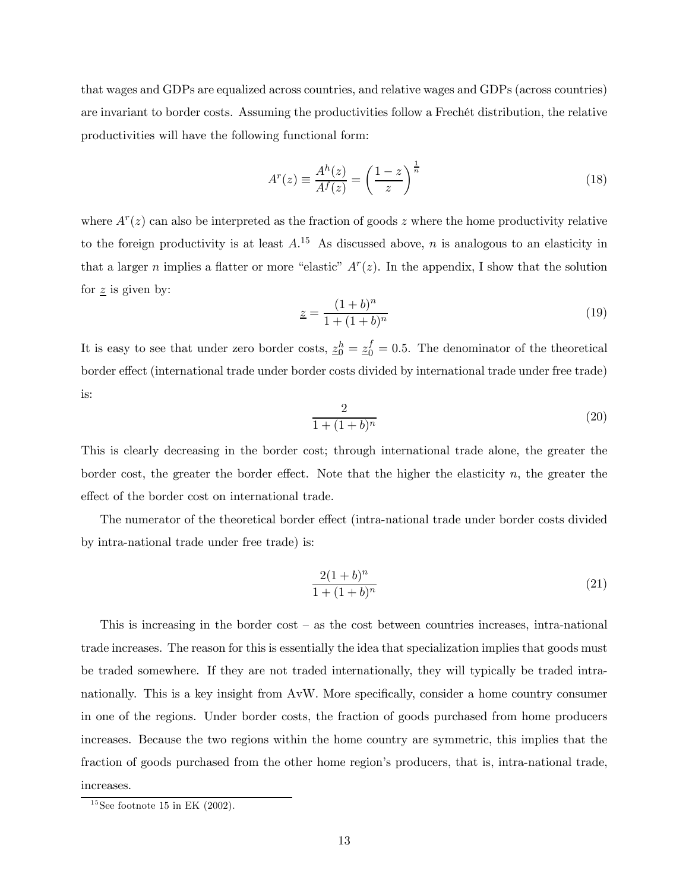that wages and GDPs are equalized across countries, and relative wages and GDPs (across countries) are invariant to border costs. Assuming the productivities follow a Frechét distribution, the relative productivities will have the following functional form:

$$A^r(z) \equiv \frac{A^h(z)}{A^f(z)} = \left(\frac{1-z}{z}\right)^{\frac{1}{n}} \tag{18}$$

where $A^r(z)$ can also be interpreted as the fraction of goods $z$ where the home productivity relative to the foreign productivity is at least $A$.[15] As discussed above, $n$ is analogous to an elasticity in that a larger $n$ implies a flatter or more "elastic" $A^r(z)$. In the appendix, I show that the solution for $\underline{z}$ is given by:

$$\underline{z} = \frac{(1+b)^n}{1+(1+b)^n} \tag{19}$$

It is easy to see that under zero border costs, $\underline{z}_0^h = \underline{z}_0^f = 0.5$. The denominator of the theoretical border effect (international trade under border costs divided by international trade under free trade) is:

$$\frac{2}{1+(1+b)^n} \tag{20}$$

This is clearly decreasing in the border cost; through international trade alone, the greater the border cost, the greater the border effect. Note that the higher the elasticity $n$, the greater the effect of the border cost on international trade.

The numerator of the theoretical border effect (intra-national trade under border costs divided by intra-national trade under free trade) is:

$$\frac{2(1+b)^n}{1+(1+b)^n} \tag{21}$$

This is increasing in the border cost – as the cost between countries increases, intra-national trade increases. The reason for this is essentially the idea that specialization implies that goods must be traded somewhere. If they are not traded internationally, they will typically be traded intra-nationally. This is a key insight from AvW. More specifically, consider a home country consumer in one of the regions. Under border costs, the fraction of goods purchased from home producers increases. Because the two regions within the home country are symmetric, this implies that the fraction of goods purchased from the other home region's producers, that is, intra-national trade, increases.

[15] See footnote 15 in EK (2002).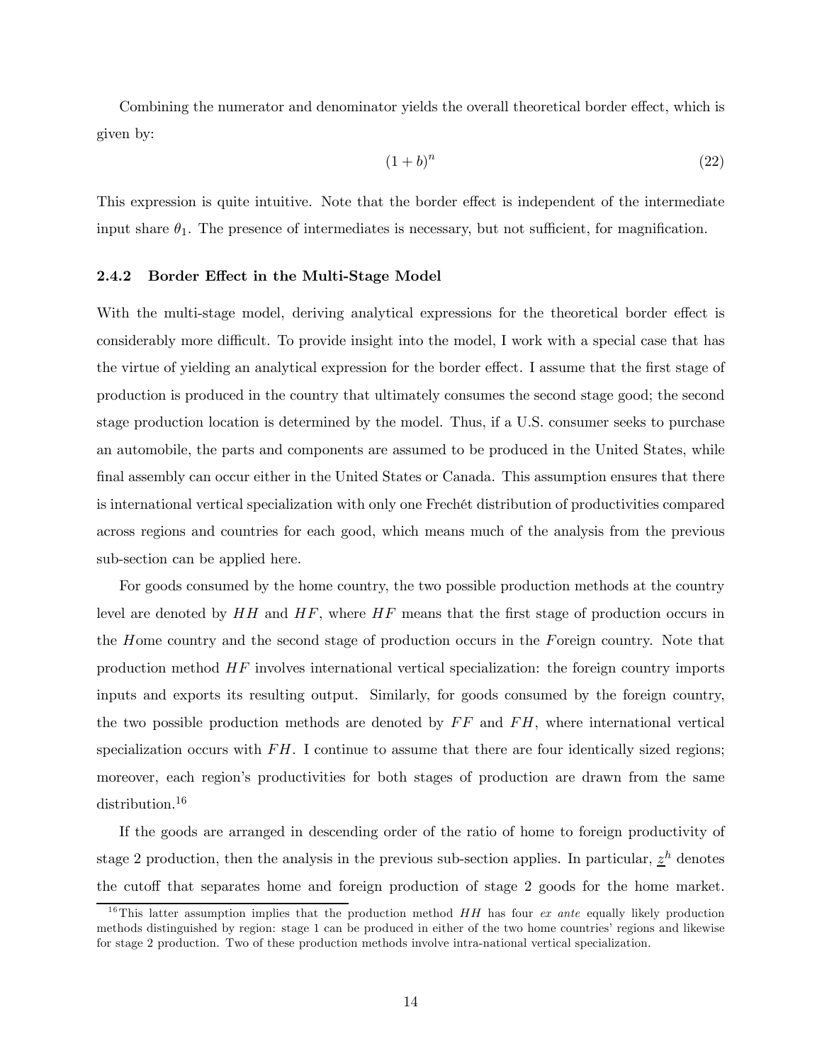Combining the numerator and denominator yields the overall theoretical border effect, which is given by:

$$(1 + b)^n \tag{22}$$

This expression is quite intuitive. Note that the border effect is independent of the intermediate input share $\theta_1$. The presence of intermediates is necessary, but not sufficient, for magnification.

### 2.4.2 Border Effect in the Multi-Stage Model

With the multi-stage model, deriving analytical expressions for the theoretical border effect is considerably more difficult. To provide insight into the model, I work with a special case that has the virtue of yielding an analytical expression for the border effect. I assume that the first stage of production is produced in the country that ultimately consumes the second stage good; the second stage production location is determined by the model. Thus, if a U.S. consumer seeks to purchase an automobile, the parts and components are assumed to be produced in the United States, while final assembly can occur either in the United States or Canada. This assumption ensures that there is international vertical specialization with only one Frechét distribution of productivities compared across regions and countries for each good, which means much of the analysis from the previous sub-section can be applied here.

For goods consumed by the home country, the two possible production methods at the country level are denoted by $HH$ and $HF$, where $HF$ means that the first stage of production occurs in the $H$ome country and the second stage of production occurs in the $F$oreign country. Note that production method $HF$ involves international vertical specialization: the foreign country imports inputs and exports its resulting output. Similarly, for goods consumed by the foreign country, the two possible production methods are denoted by $FF$ and $FH$, where international vertical specialization occurs with $FH$. I continue to assume that there are four identically sized regions; moreover, each region's productivities for both stages of production are drawn from the same distribution.[16]

If the goods are arranged in descending order of the ratio of home to foreign productivity of stage 2 production, then the analysis in the previous sub-section applies. In particular, $\underline{z}^h$ denotes the cutoff that separates home and foreign production of stage 2 goods for the home market.

[16] This latter assumption implies that the production method $HH$ has four *ex ante* equally likely production methods distinguished by region: stage 1 can be produced in either of the two home countries' regions and likewise for stage 2 production. Two of these production methods involve intra-national vertical specialization.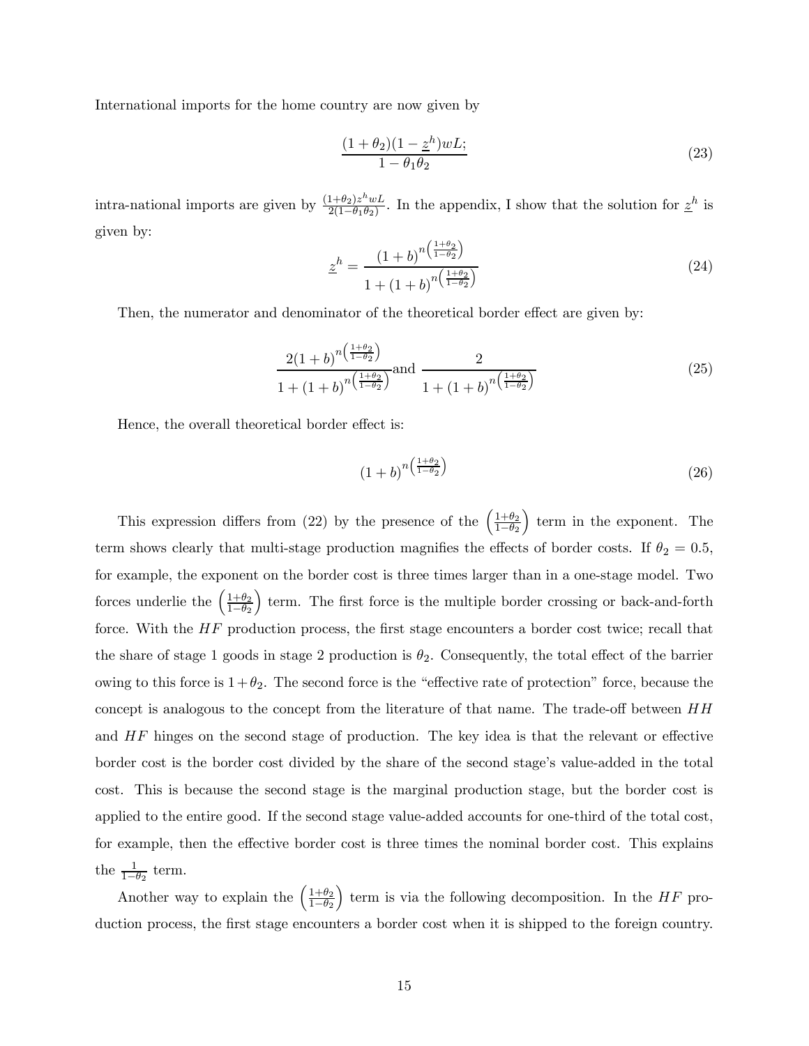International imports for the home country are now given by

$$\frac{(1+\theta_2)(1-\underline{z}^h)wL;}{1-\theta_1\theta_2} \tag{23}$$

intra-national imports are given by $\frac{(1+\theta_2)z^h wL}{2(1-\theta_1\theta_2)}$. In the appendix, I show that the solution for $\underline{z}^h$ is given by:

$$\underline{z}^h = \frac{(1+b)^{n\left(\frac{1+\theta_2}{1-\theta_2}\right)}}{1+(1+b)^{n\left(\frac{1+\theta_2}{1-\theta_2}\right)}} \tag{24}$$

Then, the numerator and denominator of the theoretical border effect are given by:

$$\frac{2(1+b)^{n\left(\frac{1+\theta_2}{1-\theta_2}\right)}}{1+(1+b)^{n\left(\frac{1+\theta_2}{1-\theta_2}\right)}} \text{and } \frac{2}{1+(1+b)^{n\left(\frac{1+\theta_2}{1-\theta_2}\right)}} \tag{25}$$

Hence, the overall theoretical border effect is:

$$(1+b)^{n\left(\frac{1+\theta_2}{1-\theta_2}\right)} \tag{26}$$

This expression differs from (22) by the presence of the $\left(\frac{1+\theta_2}{1-\theta_2}\right)$ term in the exponent. The term shows clearly that multi-stage production magnifies the effects of border costs. If $\theta_2 = 0.5$, for example, the exponent on the border cost is three times larger than in a one-stage model. Two forces underlie the $\left(\frac{1+\theta_2}{1-\theta_2}\right)$ term. The first force is the multiple border crossing or back-and-forth force. With the $HF$ production process, the first stage encounters a border cost twice; recall that the share of stage 1 goods in stage 2 production is $\theta_2$. Consequently, the total effect of the barrier owing to this force is $1+\theta_2$. The second force is the "effective rate of protection" force, because the concept is analogous to the concept from the literature of that name. The trade-off between $HH$ and $HF$ hinges on the second stage of production. The key idea is that the relevant or effective border cost is the border cost divided by the share of the second stage's value-added in the total cost. This is because the second stage is the marginal production stage, but the border cost is applied to the entire good. If the second stage value-added accounts for one-third of the total cost, for example, then the effective border cost is three times the nominal border cost. This explains the $\frac{1}{1-\theta_2}$ term.

Another way to explain the $\left(\frac{1+\theta_2}{1-\theta_2}\right)$ term is via the following decomposition. In the $HF$ production process, the first stage encounters a border cost when it is shipped to the foreign country.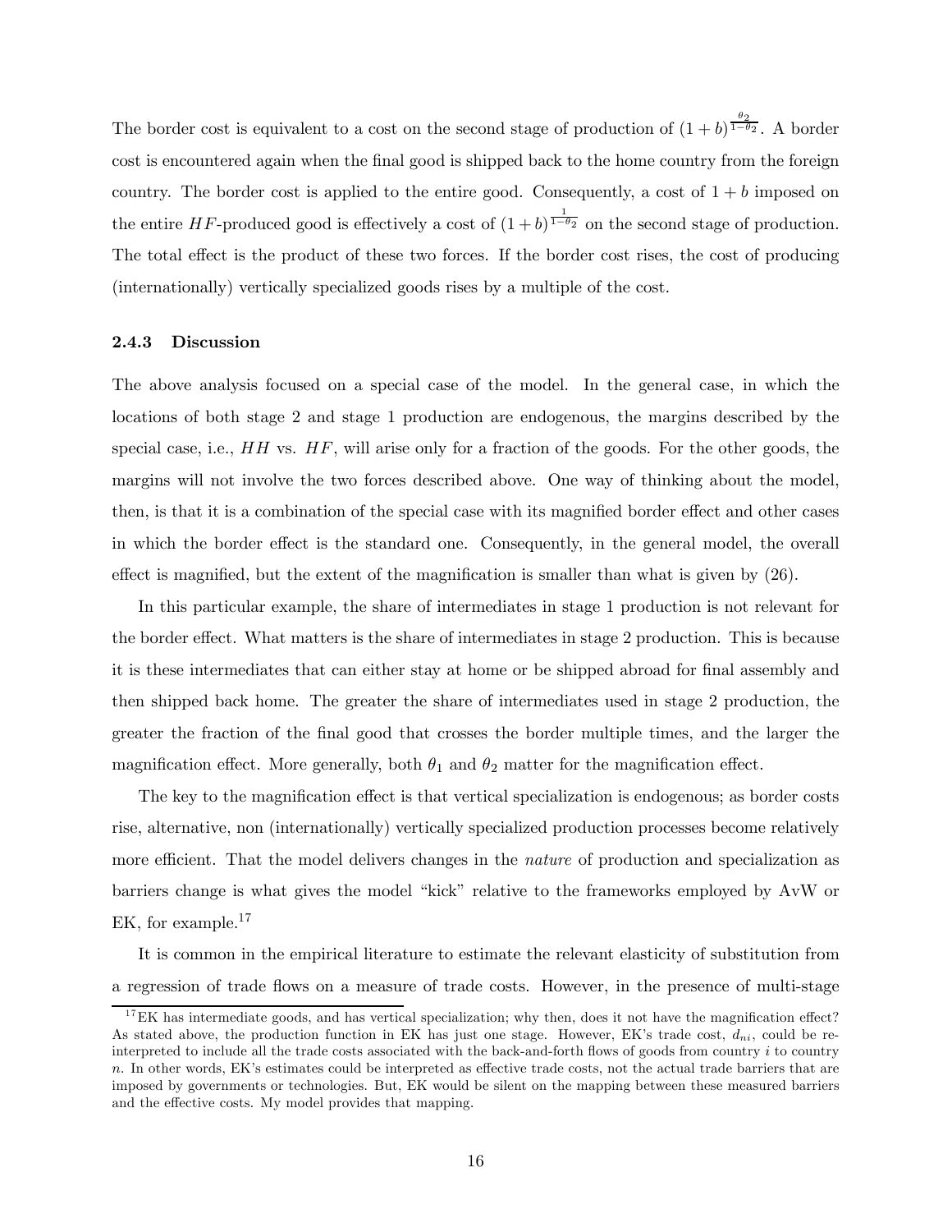The border cost is equivalent to a cost on the second stage of production of $(1+b)^{\frac{\theta_2}{1-\theta_2}}$. A border cost is encountered again when the final good is shipped back to the home country from the foreign country. The border cost is applied to the entire good. Consequently, a cost of $1+b$ imposed on the entire $HF$-produced good is effectively a cost of $(1+b)^{\frac{1}{1-\theta_2}}$ on the second stage of production. The total effect is the product of these two forces. If the border cost rises, the cost of producing (internationally) vertically specialized goods rises by a multiple of the cost.

### 2.4.3 Discussion

The above analysis focused on a special case of the model. In the general case, in which the locations of both stage 2 and stage 1 production are endogenous, the margins described by the special case, i.e., $HH$ vs. $HF$, will arise only for a fraction of the goods. For the other goods, the margins will not involve the two forces described above. One way of thinking about the model, then, is that it is a combination of the special case with its magnified border effect and other cases in which the border effect is the standard one. Consequently, in the general model, the overall effect is magnified, but the extent of the magnification is smaller than what is given by (26).

In this particular example, the share of intermediates in stage 1 production is not relevant for the border effect. What matters is the share of intermediates in stage 2 production. This is because it is these intermediates that can either stay at home or be shipped abroad for final assembly and then shipped back home. The greater the share of intermediates used in stage 2 production, the greater the fraction of the final good that crosses the border multiple times, and the larger the magnification effect. More generally, both $\theta_1$ and $\theta_2$ matter for the magnification effect.

The key to the magnification effect is that vertical specialization is endogenous; as border costs rise, alternative, non (internationally) vertically specialized production processes become relatively more efficient. That the model delivers changes in the *nature* of production and specialization as barriers change is what gives the model "kick" relative to the frameworks employed by AvW or EK, for example.[17]

It is common in the empirical literature to estimate the relevant elasticity of substitution from a regression of trade flows on a measure of trade costs. However, in the presence of multi-stage

[17] EK has intermediate goods, and has vertical specialization; why then, does it not have the magnification effect? As stated above, the production function in EK has just one stage. However, EK's trade cost, $d_{ni}$, could be re-interpreted to include all the trade costs associated with the back-and-forth flows of goods from country $i$ to country $n$. In other words, EK's estimates could be interpreted as effective trade costs, not the actual trade barriers that are imposed by governments or technologies. But, EK would be silent on the mapping between these measured barriers and the effective costs. My model provides that mapping.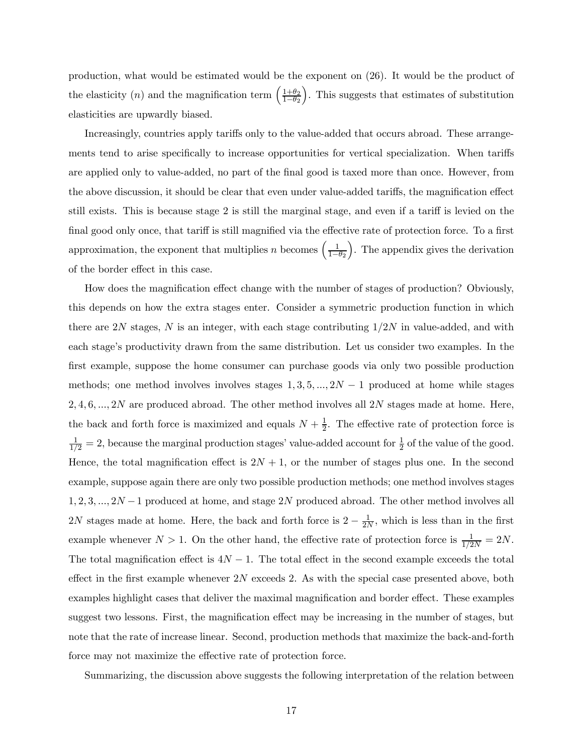production, what would be estimated would be the exponent on (26). It would be the product of the elasticity ($n$) and the magnification term $\left(\frac{1+\theta_2}{1-\theta_2}\right)$. This suggests that estimates of substitution elasticities are upwardly biased.

Increasingly, countries apply tariffs only to the value-added that occurs abroad. These arrangements tend to arise specifically to increase opportunities for vertical specialization. When tariffs are applied only to value-added, no part of the final good is taxed more than once. However, from the above discussion, it should be clear that even under value-added tariffs, the magnification effect still exists. This is because stage 2 is still the marginal stage, and even if a tariff is levied on the final good only once, that tariff is still magnified via the effective rate of protection force. To a first approximation, the exponent that multiplies $n$ becomes $\left(\frac{1}{1-\theta_2}\right)$. The appendix gives the derivation of the border effect in this case.

How does the magnification effect change with the number of stages of production? Obviously, this depends on how the extra stages enter. Consider a symmetric production function in which there are $2N$ stages, $N$ is an integer, with each stage contributing $1/2N$ in value-added, and with each stage's productivity drawn from the same distribution. Let us consider two examples. In the first example, suppose the home consumer can purchase goods via only two possible production methods; one method involves involves stages $1, 3, 5, ..., 2N-1$ produced at home while stages $2, 4, 6, ..., 2N$ are produced abroad. The other method involves all $2N$ stages made at home. Here, the back and forth force is maximized and equals $N + \frac{1}{2}$. The effective rate of protection force is $\frac{1}{1/2} = 2$, because the marginal production stages' value-added account for $\frac{1}{2}$ of the value of the good. Hence, the total magnification effect is $2N + 1$, or the number of stages plus one. In the second example, suppose again there are only two possible production methods; one method involves stages $1, 2, 3, ..., 2N-1$ produced at home, and stage $2N$ produced abroad. The other method involves all $2N$ stages made at home. Here, the back and forth force is $2 - \frac{1}{2N}$, which is less than in the first example whenever $N > 1$. On the other hand, the effective rate of protection force is $\frac{1}{1/2N} = 2N$. The total magnification effect is $4N - 1$. The total effect in the second example exceeds the total effect in the first example whenever $2N$ exceeds 2. As with the special case presented above, both examples highlight cases that deliver the maximal magnification and border effect. These examples suggest two lessons. First, the magnification effect may be increasing in the number of stages, but note that the rate of increase linear. Second, production methods that maximize the back-and-forth force may not maximize the effective rate of protection force.

Summarizing, the discussion above suggests the following interpretation of the relation between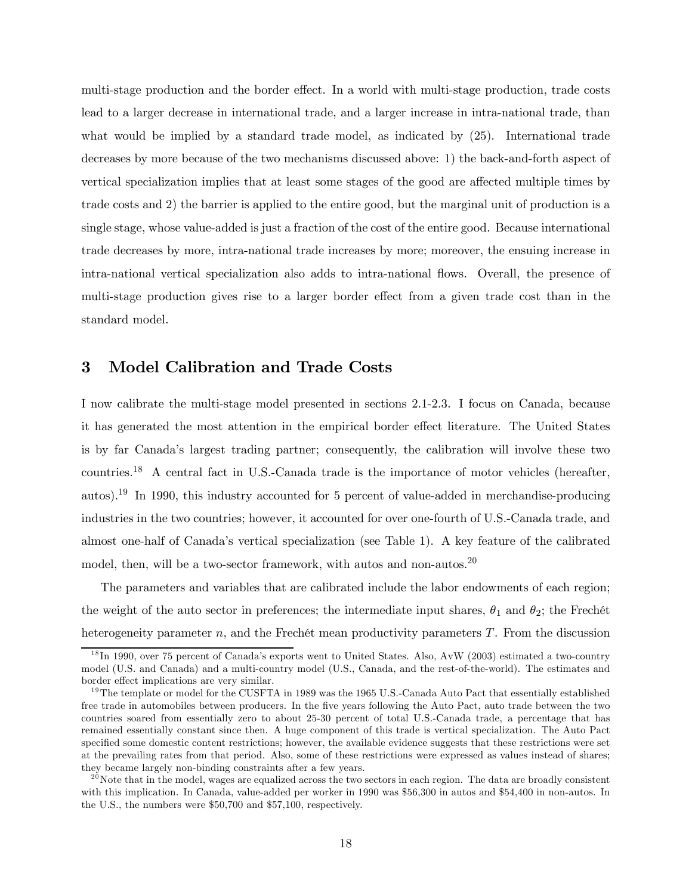multi-stage production and the border effect. In a world with multi-stage production, trade costs lead to a larger decrease in international trade, and a larger increase in intra-national trade, than what would be implied by a standard trade model, as indicated by (25). International trade decreases by more because of the two mechanisms discussed above: 1) the back-and-forth aspect of vertical specialization implies that at least some stages of the good are affected multiple times by trade costs and 2) the barrier is applied to the entire good, but the marginal unit of production is a single stage, whose value-added is just a fraction of the cost of the entire good. Because international trade decreases by more, intra-national trade increases by more; moreover, the ensuing increase in intra-national vertical specialization also adds to intra-national flows. Overall, the presence of multi-stage production gives rise to a larger border effect from a given trade cost than in the standard model.

# 3 Model Calibration and Trade Costs

I now calibrate the multi-stage model presented in sections 2.1-2.3. I focus on Canada, because it has generated the most attention in the empirical border effect literature. The United States is by far Canada's largest trading partner; consequently, the calibration will involve these two countries.[18] A central fact in U.S.-Canada trade is the importance of motor vehicles (hereafter, autos).[19] In 1990, this industry accounted for 5 percent of value-added in merchandise-producing industries in the two countries; however, it accounted for over one-fourth of U.S.-Canada trade, and almost one-half of Canada's vertical specialization (see Table 1). A key feature of the calibrated model, then, will be a two-sector framework, with autos and non-autos.[20]

The parameters and variables that are calibrated include the labor endowments of each region; the weight of the auto sector in preferences; the intermediate input shares, $\theta_1$ and $\theta_2$; the Frechét heterogeneity parameter $n$, and the Frechét mean productivity parameters $T$. From the discussion

[18] In 1990, over 75 percent of Canada's exports went to United States. Also, AvW (2003) estimated a two-country model (U.S. and Canada) and a multi-country model (U.S., Canada, and the rest-of-the-world). The estimates and border effect implications are very similar.

[19] The template or model for the CUSFTA in 1989 was the 1965 U.S.-Canada Auto Pact that essentially established free trade in automobiles between producers. In the five years following the Auto Pact, auto trade between the two countries soared from essentially zero to about 25-30 percent of total U.S.-Canada trade, a percentage that has remained essentially constant since then. A huge component of this trade is vertical specialization. The Auto Pact specified some domestic content restrictions; however, the available evidence suggests that these restrictions were set at the prevailing rates from that period. Also, some of these restrictions were expressed as values instead of shares; they became largely non-binding constraints after a few years.

[20] Note that in the model, wages are equalized across the two sectors in each region. The data are broadly consistent with this implication. In Canada, value-added per worker in 1990 was \$56,300 in autos and \$54,400 in non-autos. In the U.S., the numbers were \$50,700 and \$57,100, respectively.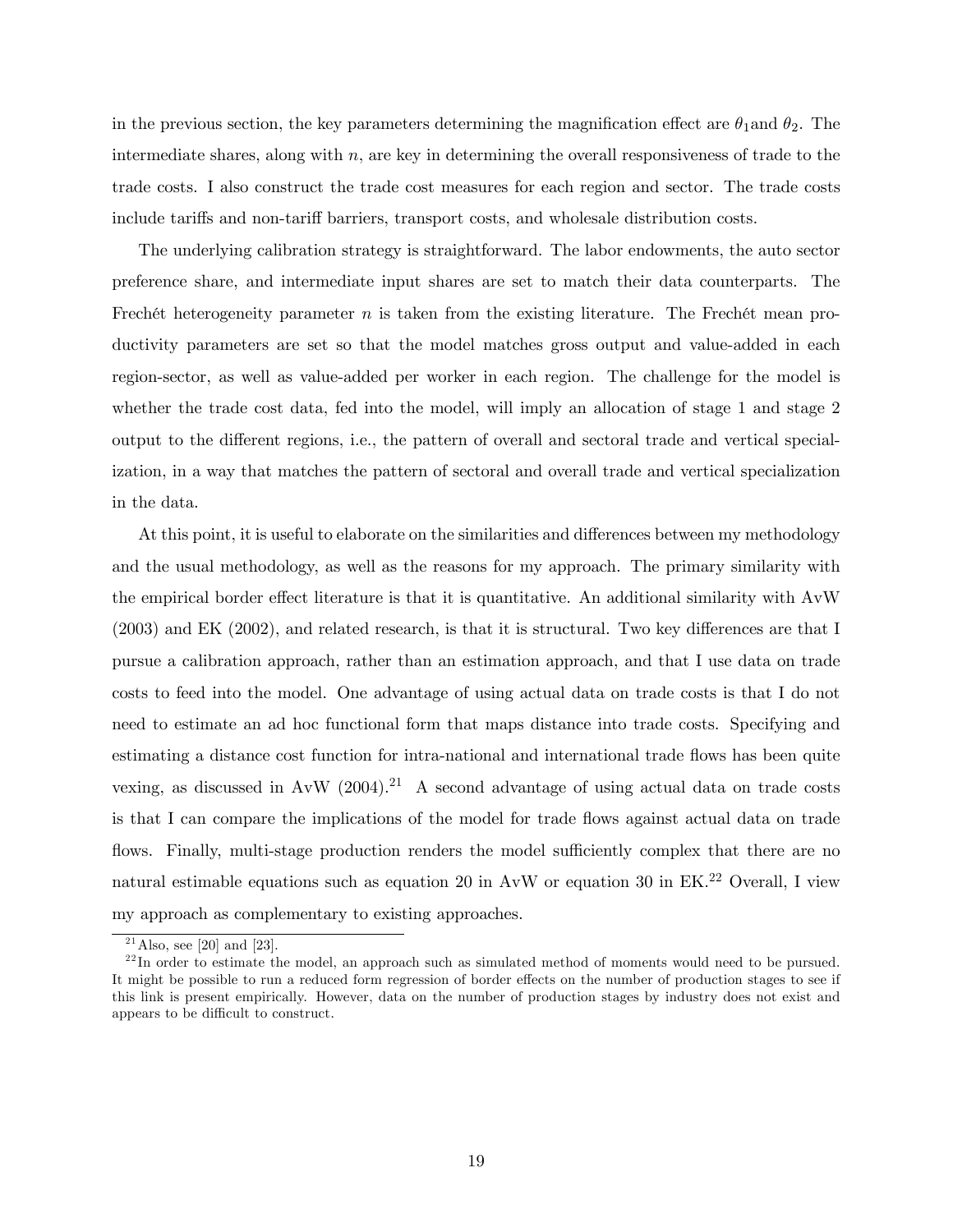in the previous section, the key parameters determining the magnification effect are $\theta_1$and $\theta_2$. The intermediate shares, along with $n$, are key in determining the overall responsiveness of trade to the trade costs. I also construct the trade cost measures for each region and sector. The trade costs include tariffs and non-tariff barriers, transport costs, and wholesale distribution costs.

The underlying calibration strategy is straightforward. The labor endowments, the auto sector preference share, and intermediate input shares are set to match their data counterparts. The Frechét heterogeneity parameter $n$ is taken from the existing literature. The Frechét mean productivity parameters are set so that the model matches gross output and value-added in each region-sector, as well as value-added per worker in each region. The challenge for the model is whether the trade cost data, fed into the model, will imply an allocation of stage 1 and stage 2 output to the different regions, i.e., the pattern of overall and sectoral trade and vertical specialization, in a way that matches the pattern of sectoral and overall trade and vertical specialization in the data.

At this point, it is useful to elaborate on the similarities and differences between my methodology and the usual methodology, as well as the reasons for my approach. The primary similarity with the empirical border effect literature is that it is quantitative. An additional similarity with AvW (2003) and EK (2002), and related research, is that it is structural. Two key differences are that I pursue a calibration approach, rather than an estimation approach, and that I use data on trade costs to feed into the model. One advantage of using actual data on trade costs is that I do not need to estimate an ad hoc functional form that maps distance into trade costs. Specifying and estimating a distance cost function for intra-national and international trade flows has been quite vexing, as discussed in AvW (2004).[21] A second advantage of using actual data on trade costs is that I can compare the implications of the model for trade flows against actual data on trade flows. Finally, multi-stage production renders the model sufficiently complex that there are no natural estimable equations such as equation 20 in AvW or equation 30 in EK.[22] Overall, I view my approach as complementary to existing approaches.

[21] Also, see [20] and [23].

[22] In order to estimate the model, an approach such as simulated method of moments would need to be pursued. It might be possible to run a reduced form regression of border effects on the number of production stages to see if this link is present empirically. However, data on the number of production stages by industry does not exist and appears to be difficult to construct.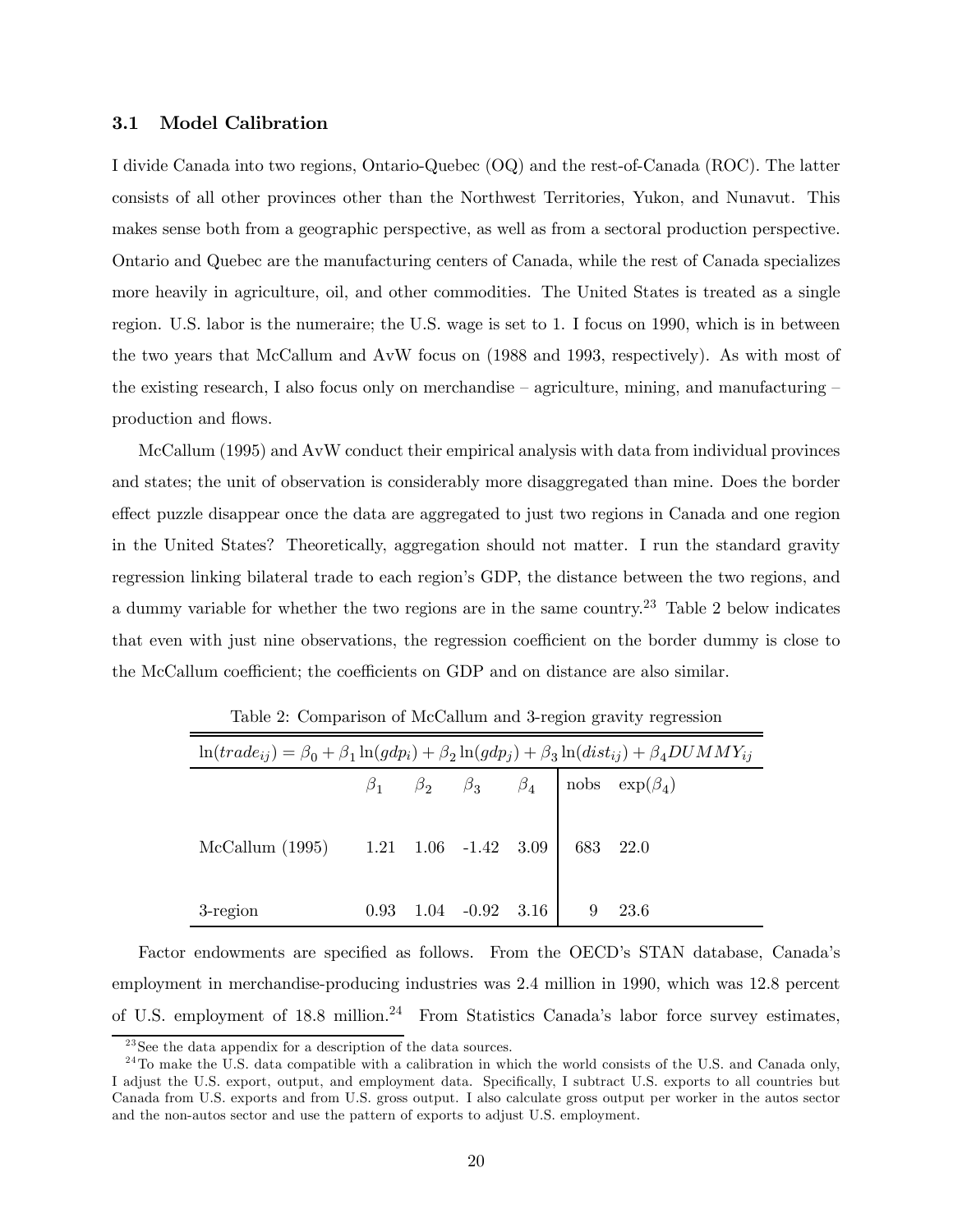### 3.1 Model Calibration

I divide Canada into two regions, Ontario-Quebec (OQ) and the rest-of-Canada (ROC). The latter consists of all other provinces other than the Northwest Territories, Yukon, and Nunavut. This makes sense both from a geographic perspective, as well as from a sectoral production perspective. Ontario and Quebec are the manufacturing centers of Canada, while the rest of Canada specializes more heavily in agriculture, oil, and other commodities. The United States is treated as a single region. U.S. labor is the numeraire; the U.S. wage is set to 1. I focus on 1990, which is in between the two years that McCallum and AvW focus on (1988 and 1993, respectively). As with most of the existing research, I also focus only on merchandise – agriculture, mining, and manufacturing – production and flows.

McCallum (1995) and AvW conduct their empirical analysis with data from individual provinces and states; the unit of observation is considerably more disaggregated than mine. Does the border effect puzzle disappear once the data are aggregated to just two regions in Canada and one region in the United States? Theoretically, aggregation should not matter. I run the standard gravity regression linking bilateral trade to each region's GDP, the distance between the two regions, and a dummy variable for whether the two regions are in the same country.[23] Table 2 below indicates that even with just nine observations, the regression coefficient on the border dummy is close to the McCallum coefficient; the coefficients on GDP and on distance are also similar.

Table 2: Comparison of McCallum and 3-region gravity regression

$$\ln(trade_{ij}) = \beta_0 + \beta_1 \ln(gdp_i) + \beta_2 \ln(gdp_j) + \beta_3 \ln(dist_{ij}) + \beta_4 DUMMY_{ij}$$

| | $\beta_1$ | $\beta_2$ | $\beta_3$ | $\beta_4$ | nobs | $\exp(\beta_4)$ |
|---|---|---|---|---|---|---|
| McCallum (1995) | 1.21 | 1.06 | -1.42 | 3.09 | 683 | 22.0 |
| 3-region | 0.93 | 1.04 | -0.92 | 3.16 | 9 | 23.6 |

Factor endowments are specified as follows. From the OECD's STAN database, Canada's employment in merchandise-producing industries was 2.4 million in 1990, which was 12.8 percent of U.S. employment of 18.8 million.[24] From Statistics Canada's labor force survey estimates,

[23] See the data appendix for a description of the data sources.

[24] To make the U.S. data compatible with a calibration in which the world consists of the U.S. and Canada only, I adjust the U.S. export, output, and employment data. Specifically, I subtract U.S. exports to all countries but Canada from U.S. exports and from U.S. gross output. I also calculate gross output per worker in the autos sector and the non-autos sector and use the pattern of exports to adjust U.S. employment.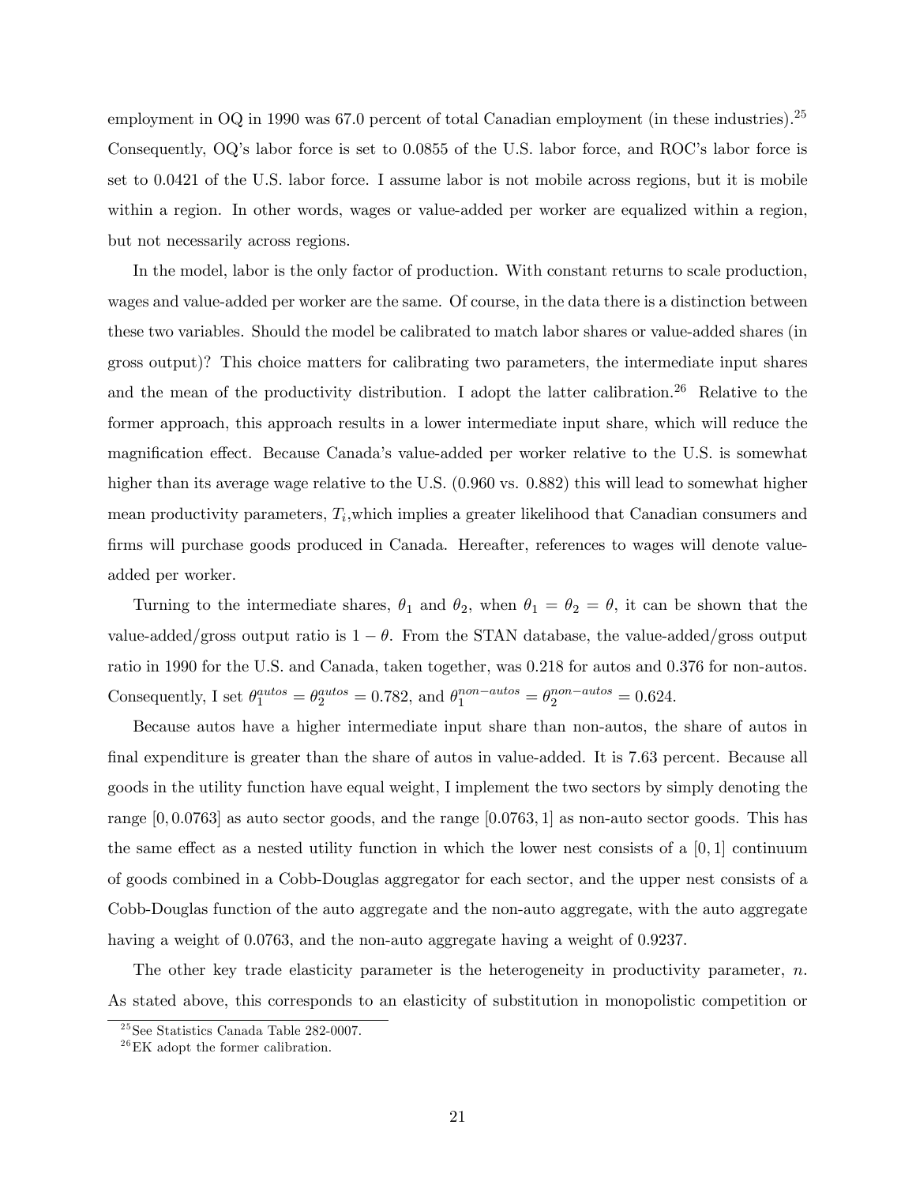employment in OQ in 1990 was 67.0 percent of total Canadian employment (in these industries).[25] Consequently, OQ's labor force is set to 0.0855 of the U.S. labor force, and ROC's labor force is set to 0.0421 of the U.S. labor force. I assume labor is not mobile across regions, but it is mobile within a region. In other words, wages or value-added per worker are equalized within a region, but not necessarily across regions.

In the model, labor is the only factor of production. With constant returns to scale production, wages and value-added per worker are the same. Of course, in the data there is a distinction between these two variables. Should the model be calibrated to match labor shares or value-added shares (in gross output)? This choice matters for calibrating two parameters, the intermediate input shares and the mean of the productivity distribution. I adopt the latter calibration.[26] Relative to the former approach, this approach results in a lower intermediate input share, which will reduce the magnification effect. Because Canada's value-added per worker relative to the U.S. is somewhat higher than its average wage relative to the U.S. (0.960 vs. 0.882) this will lead to somewhat higher mean productivity parameters, $T_i$,which implies a greater likelihood that Canadian consumers and firms will purchase goods produced in Canada. Hereafter, references to wages will denote value-added per worker.

Turning to the intermediate shares, $\theta_1$ and $\theta_2$, when $\theta_1 = \theta_2 = \theta$, it can be shown that the value-added/gross output ratio is $1 - \theta$. From the STAN database, the value-added/gross output ratio in 1990 for the U.S. and Canada, taken together, was 0.218 for autos and 0.376 for non-autos. Consequently, I set $\theta_1^{autos} = \theta_2^{autos} = 0.782$, and $\theta_1^{non-autos} = \theta_2^{non-autos} = 0.624$.

Because autos have a higher intermediate input share than non-autos, the share of autos in final expenditure is greater than the share of autos in value-added. It is 7.63 percent. Because all goods in the utility function have equal weight, I implement the two sectors by simply denoting the range $[0, 0.0763]$ as auto sector goods, and the range $[0.0763, 1]$ as non-auto sector goods. This has the same effect as a nested utility function in which the lower nest consists of a $[0, 1]$ continuum of goods combined in a Cobb-Douglas aggregator for each sector, and the upper nest consists of a Cobb-Douglas function of the auto aggregate and the non-auto aggregate, with the auto aggregate having a weight of 0.0763, and the non-auto aggregate having a weight of 0.9237.

The other key trade elasticity parameter is the heterogeneity in productivity parameter, $n$. As stated above, this corresponds to an elasticity of substitution in monopolistic competition or

[25] See Statistics Canada Table 282-0007.

[26] EK adopt the former calibration.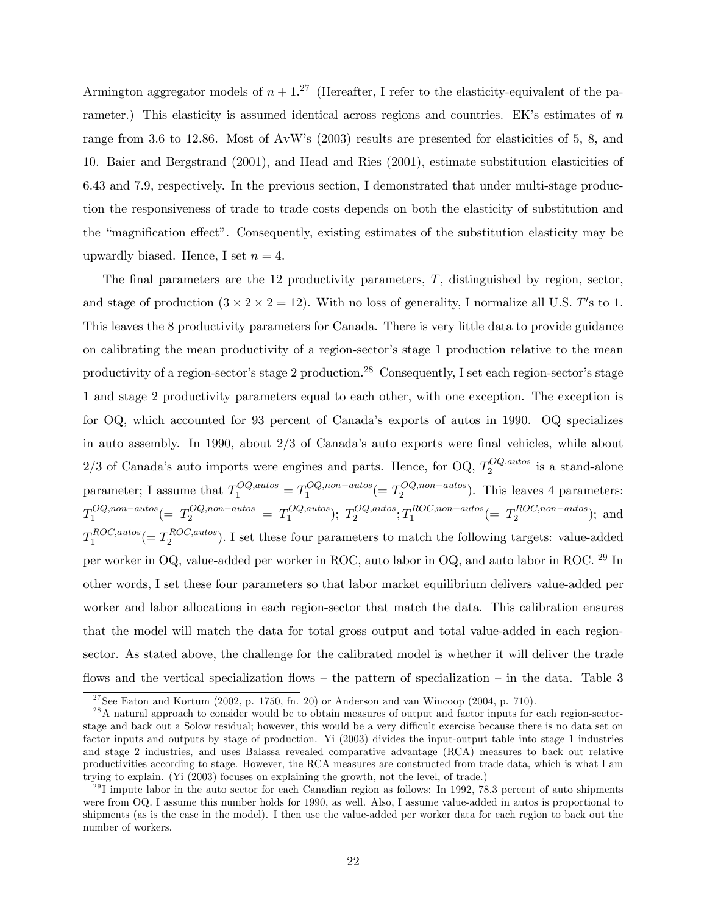Armington aggregator models of $n + 1$.[27] (Hereafter, I refer to the elasticity-equivalent of the parameter.) This elasticity is assumed identical across regions and countries. EK's estimates of $n$ range from 3.6 to 12.86. Most of AvW's (2003) results are presented for elasticities of 5, 8, and 10. Baier and Bergstrand (2001), and Head and Ries (2001), estimate substitution elasticities of 6.43 and 7.9, respectively. In the previous section, I demonstrated that under multi-stage production the responsiveness of trade to trade costs depends on both the elasticity of substitution and the "magnification effect". Consequently, existing estimates of the substitution elasticity may be upwardly biased. Hence, I set $n = 4$.

The final parameters are the 12 productivity parameters, $T$, distinguished by region, sector, and stage of production ($3 \times 2 \times 2 = 12$). With no loss of generality, I normalize all U.S. $T'$s to 1. This leaves the 8 productivity parameters for Canada. There is very little data to provide guidance on calibrating the mean productivity of a region-sector's stage 1 production relative to the mean productivity of a region-sector's stage 2 production.[28] Consequently, I set each region-sector's stage 1 and stage 2 productivity parameters equal to each other, with one exception. The exception is for OQ, which accounted for 93 percent of Canada's exports of autos in 1990. OQ specializes in auto assembly. In 1990, about 2/3 of Canada's auto exports were final vehicles, while about 2/3 of Canada's auto imports were engines and parts. Hence, for OQ, $T_2^{OQ,autos}$ is a stand-alone parameter; I assume that $T_1^{OQ,autos} = T_1^{OQ,non-autos} (= T_2^{OQ,non-autos})$. This leaves 4 parameters: $T_1^{OQ,non-autos} (= T_2^{OQ,non-autos} = T_1^{OQ,autos})$; $T_2^{OQ,autos}$; $T_1^{ROC,non-autos} (= T_2^{ROC,non-autos})$; and $T_1^{ROC,autos} (= T_2^{ROC,autos})$. I set these four parameters to match the following targets: value-added per worker in OQ, value-added per worker in ROC, auto labor in OQ, and auto labor in ROC. [29] In other words, I set these four parameters so that labor market equilibrium delivers value-added per worker and labor allocations in each region-sector that match the data. This calibration ensures that the model will match the data for total gross output and total value-added in each region-sector. As stated above, the challenge for the calibrated model is whether it will deliver the trade flows and the vertical specialization flows – the pattern of specialization – in the data. Table 3

[27] See Eaton and Kortum (2002, p. 1750, fn. 20) or Anderson and van Wincoop (2004, p. 710).

[28] A natural approach to consider would be to obtain measures of output and factor inputs for each region-sector-stage and back out a Solow residual; however, this would be a very difficult exercise because there is no data set on factor inputs and outputs by stage of production. Yi (2003) divides the input-output table into stage 1 industries and stage 2 industries, and uses Balassa revealed comparative advantage (RCA) measures to back out relative productivities according to stage. However, the RCA measures are constructed from trade data, which is what I am trying to explain. (Yi (2003) focuses on explaining the growth, not the level, of trade.)

[29] I impute labor in the auto sector for each Canadian region as follows: In 1992, 78.3 percent of auto shipments were from OQ. I assume this number holds for 1990, as well. Also, I assume value-added in autos is proportional to shipments (as is the case in the model). I then use the value-added per worker data for each region to back out the number of workers.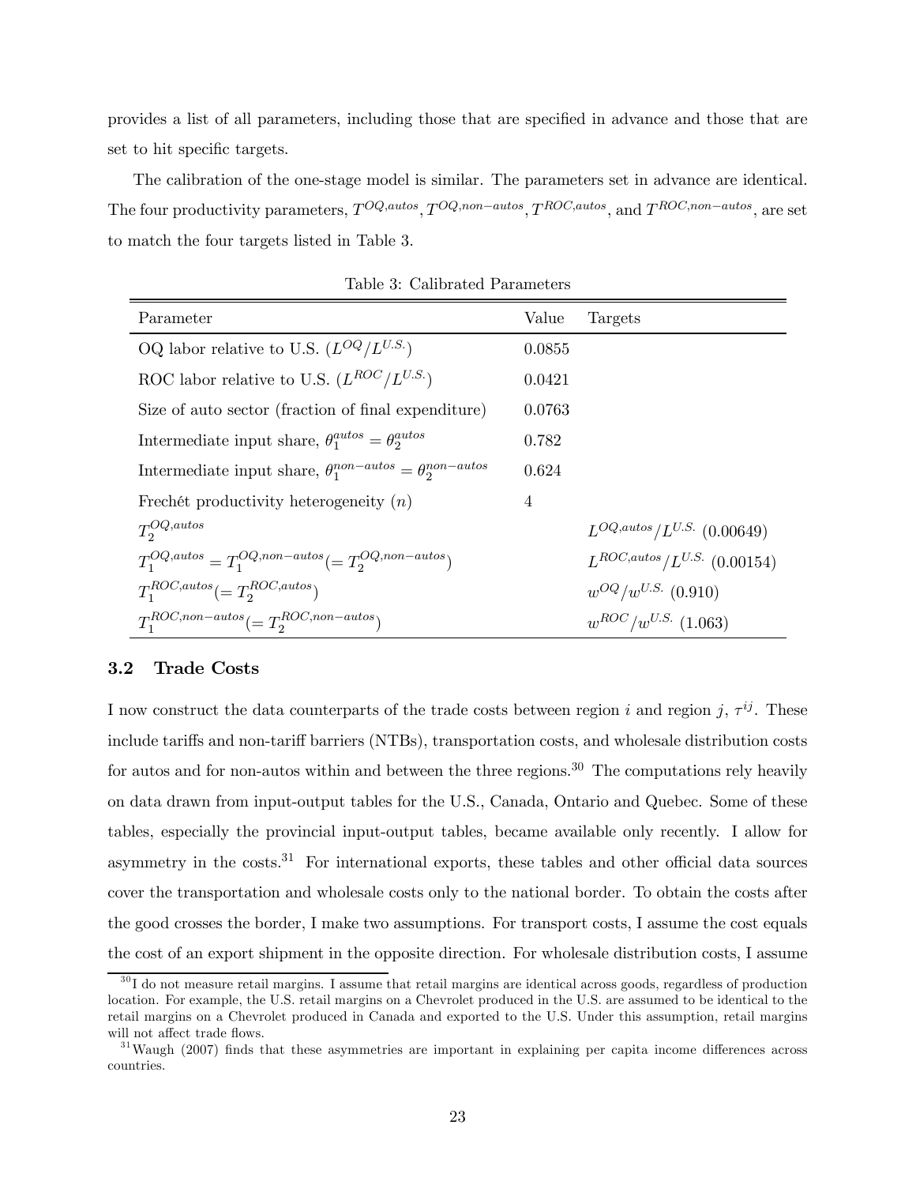provides a list of all parameters, including those that are specified in advance and those that are set to hit specific targets.

The calibration of the one-stage model is similar. The parameters set in advance are identical. The four productivity parameters, $T^{OQ,autos}$, $T^{OQ,non-autos}$, $T^{ROC,autos}$, and $T^{ROC,non-autos}$, are set to match the four targets listed in Table 3.

Table 3: Calibrated Parameters

| Parameter | Value | Targets |
|---|---|---|
| OQ labor relative to U.S. ($L^{OQ}/L^{U.S.}$) | 0.0855 | |
| ROC labor relative to U.S. ($L^{ROC}/L^{U.S.}$) | 0.0421 | |
| Size of auto sector (fraction of final expenditure) | 0.0763 | |
| Intermediate input share, $\theta_1^{autos} = \theta_2^{autos}$ | 0.782 | |
| Intermediate input share, $\theta_1^{non-autos} = \theta_2^{non-autos}$ | 0.624 | |
| Frechét productivity heterogeneity ($n$) | 4 | |
| $T_2^{OQ,autos}$ | | $L^{OQ,autos}/L^{U.S.}$ (0.00649) |
| $T_1^{OQ,autos} = T_1^{OQ,non-autos} (= T_2^{OQ,non-autos})$ | | $L^{ROC,autos}/L^{U.S.}$ (0.00154) |
| $T_1^{ROC,autos} (= T_2^{ROC,autos})$ | | $w^{OQ}/w^{U.S.}$ (0.910) |
| $T_1^{ROC,non-autos} (= T_2^{ROC,non-autos})$ | | $w^{ROC}/w^{U.S.}$ (1.063) |

### 3.2 Trade Costs

I now construct the data counterparts of the trade costs between region $i$ and region $j$, $\tau^{ij}$. These include tariffs and non-tariff barriers (NTBs), transportation costs, and wholesale distribution costs for autos and for non-autos within and between the three regions.[30] The computations rely heavily on data drawn from input-output tables for the U.S., Canada, Ontario and Quebec. Some of these tables, especially the provincial input-output tables, became available only recently. I allow for asymmetry in the costs.[31] For international exports, these tables and other official data sources cover the transportation and wholesale costs only to the national border. To obtain the costs after the good crosses the border, I make two assumptions. For transport costs, I assume the cost equals the cost of an export shipment in the opposite direction. For wholesale distribution costs, I assume

[30] I do not measure retail margins. I assume that retail margins are identical across goods, regardless of production location. For example, the U.S. retail margins on a Chevrolet produced in the U.S. are assumed to be identical to the retail margins on a Chevrolet produced in Canada and exported to the U.S. Under this assumption, retail margins will not affect trade flows.

[31] Waugh (2007) finds that these asymmetries are important in explaining per capita income differences across countries.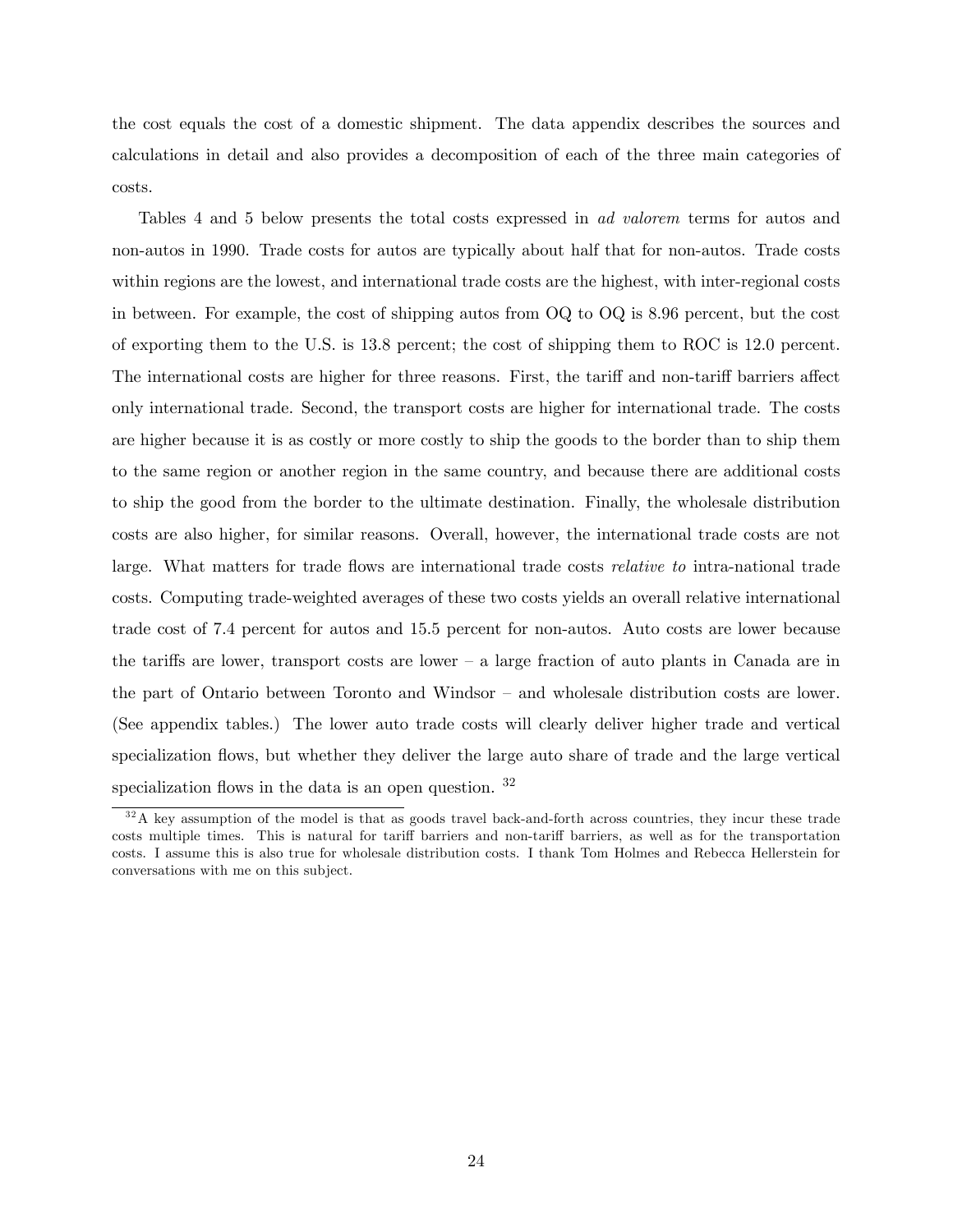the cost equals the cost of a domestic shipment. The data appendix describes the sources and calculations in detail and also provides a decomposition of each of the three main categories of costs.

Tables 4 and 5 below presents the total costs expressed in *ad valorem* terms for autos and non-autos in 1990. Trade costs for autos are typically about half that for non-autos. Trade costs within regions are the lowest, and international trade costs are the highest, with inter-regional costs in between. For example, the cost of shipping autos from OQ to OQ is 8.96 percent, but the cost of exporting them to the U.S. is 13.8 percent; the cost of shipping them to ROC is 12.0 percent. The international costs are higher for three reasons. First, the tariff and non-tariff barriers affect only international trade. Second, the transport costs are higher for international trade. The costs are higher because it is as costly or more costly to ship the goods to the border than to ship them to the same region or another region in the same country, and because there are additional costs to ship the good from the border to the ultimate destination. Finally, the wholesale distribution costs are also higher, for similar reasons. Overall, however, the international trade costs are not large. What matters for trade flows are international trade costs *relative to* intra-national trade costs. Computing trade-weighted averages of these two costs yields an overall relative international trade cost of 7.4 percent for autos and 15.5 percent for non-autos. Auto costs are lower because the tariffs are lower, transport costs are lower – a large fraction of auto plants in Canada are in the part of Ontario between Toronto and Windsor – and wholesale distribution costs are lower. (See appendix tables.) The lower auto trade costs will clearly deliver higher trade and vertical specialization flows, but whether they deliver the large auto share of trade and the large vertical specialization flows in the data is an open question. [32]

[32] A key assumption of the model is that as goods travel back-and-forth across countries, they incur these trade costs multiple times. This is natural for tariff barriers and non-tariff barriers, as well as for the transportation costs. I assume this is also true for wholesale distribution costs. I thank Tom Holmes and Rebecca Hellerstein for conversations with me on this subject.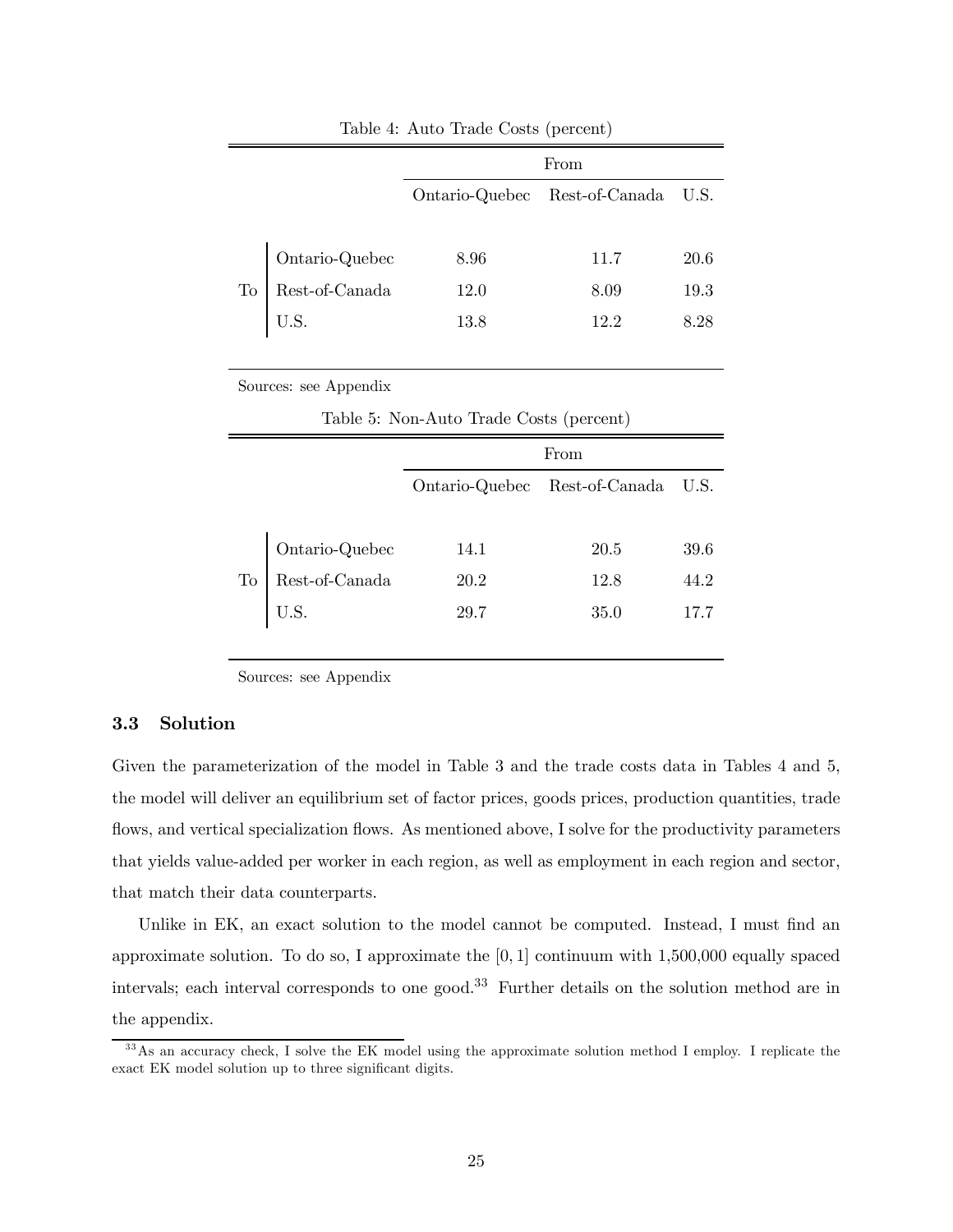Table 4: Auto Trade Costs (percent)

| | | From | | |
|---|---|---|---|---|
| | | Ontario-Quebec | Rest-of-Canada | U.S. |
| To | Ontario-Quebec | 8.96 | 11.7 | 20.6 |
| | Rest-of-Canada | 12.0 | 8.09 | 19.3 |
| | U.S. | 13.8 | 12.2 | 8.28 |

Sources: see Appendix

Table 5: Non-Auto Trade Costs (percent)

| | | From | | |
|---|---|---|---|---|
| | | Ontario-Quebec | Rest-of-Canada | U.S. |
| To | Ontario-Quebec | 14.1 | 20.5 | 39.6 |
| | Rest-of-Canada | 20.2 | 12.8 | 44.2 |
| | U.S. | 29.7 | 35.0 | 17.7 |

Sources: see Appendix

### 3.3 Solution

Given the parameterization of the model in Table 3 and the trade costs data in Tables 4 and 5, the model will deliver an equilibrium set of factor prices, goods prices, production quantities, trade flows, and vertical specialization flows. As mentioned above, I solve for the productivity parameters that yields value-added per worker in each region, as well as employment in each region and sector, that match their data counterparts.

Unlike in EK, an exact solution to the model cannot be computed. Instead, I must find an approximate solution. To do so, I approximate the $[0, 1]$ continuum with 1,500,000 equally spaced intervals; each interval corresponds to one good.[33] Further details on the solution method are in the appendix.

[33] As an accuracy check, I solve the EK model using the approximate solution method I employ. I replicate the exact EK model solution up to three significant digits.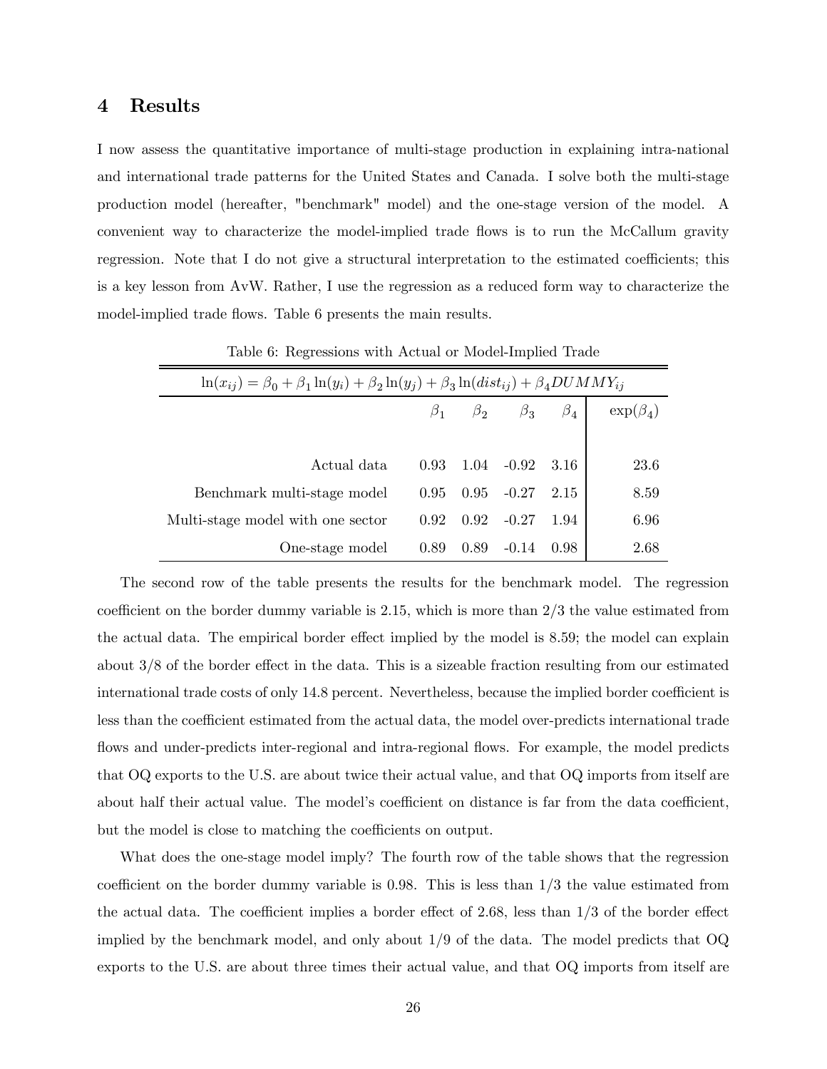# 4 Results

I now assess the quantitative importance of multi-stage production in explaining intra-national and international trade patterns for the United States and Canada. I solve both the multi-stage production model (hereafter, "benchmark" model) and the one-stage version of the model. A convenient way to characterize the model-implied trade flows is to run the McCallum gravity regression. Note that I do not give a structural interpretation to the estimated coefficients; this is a key lesson from AvW. Rather, I use the regression as a reduced form way to characterize the model-implied trade flows. Table 6 presents the main results.

Table 6: Regressions with Actual or Model-Implied Trade

$$\ln(x_{ij}) = \beta_0 + \beta_1 \ln(y_i) + \beta_2 \ln(y_j) + \beta_3 \ln(dist_{ij}) + \beta_4 DUMMY_{ij}$$

| | $\beta_1$ | $\beta_2$ | $\beta_3$ | $\beta_4$ | $\exp(\beta_4)$ |
|---|---|---|---|---|---|
| Actual data | 0.93 | 1.04 | -0.92 | 3.16 | 23.6 |
| Benchmark multi-stage model | 0.95 | 0.95 | -0.27 | 2.15 | 8.59 |
| Multi-stage model with one sector | 0.92 | 0.92 | -0.27 | 1.94 | 6.96 |
| One-stage model | 0.89 | 0.89 | -0.14 | 0.98 | 2.68 |

The second row of the table presents the results for the benchmark model. The regression coefficient on the border dummy variable is 2.15, which is more than 2/3 the value estimated from the actual data. The empirical border effect implied by the model is 8.59; the model can explain about 3/8 of the border effect in the data. This is a sizeable fraction resulting from our estimated international trade costs of only 14.8 percent. Nevertheless, because the implied border coefficient is less than the coefficient estimated from the actual data, the model over-predicts international trade flows and under-predicts inter-regional and intra-regional flows. For example, the model predicts that OQ exports to the U.S. are about twice their actual value, and that OQ imports from itself are about half their actual value. The model's coefficient on distance is far from the data coefficient, but the model is close to matching the coefficients on output.

What does the one-stage model imply? The fourth row of the table shows that the regression coefficient on the border dummy variable is 0.98. This is less than 1/3 the value estimated from the actual data. The coefficient implies a border effect of 2.68, less than 1/3 of the border effect implied by the benchmark model, and only about 1/9 of the data. The model predicts that OQ exports to the U.S. are about three times their actual value, and that OQ imports from itself are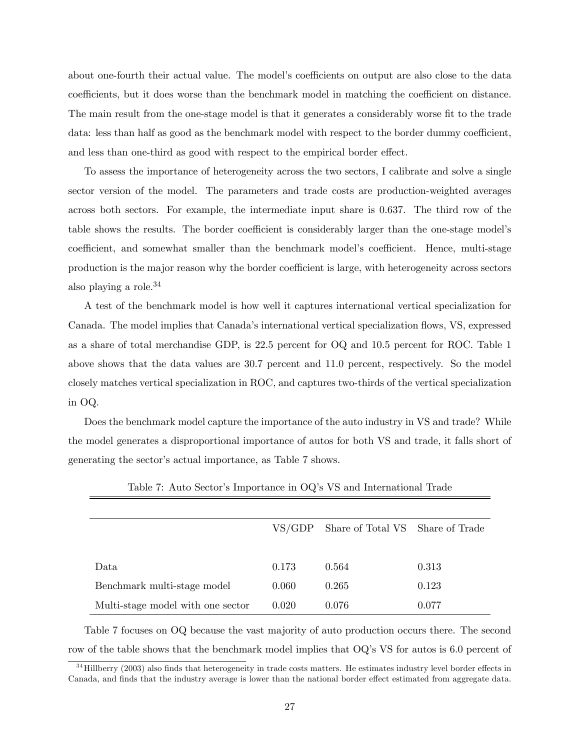about one-fourth their actual value. The model's coefficients on output are also close to the data coefficients, but it does worse than the benchmark model in matching the coefficient on distance. The main result from the one-stage model is that it generates a considerably worse fit to the trade data: less than half as good as the benchmark model with respect to the border dummy coefficient, and less than one-third as good with respect to the empirical border effect.

To assess the importance of heterogeneity across the two sectors, I calibrate and solve a single sector version of the model. The parameters and trade costs are production-weighted averages across both sectors. For example, the intermediate input share is 0.637. The third row of the table shows the results. The border coefficient is considerably larger than the one-stage model's coefficient, and somewhat smaller than the benchmark model's coefficient. Hence, multi-stage production is the major reason why the border coefficient is large, with heterogeneity across sectors also playing a role.[34]

A test of the benchmark model is how well it captures international vertical specialization for Canada. The model implies that Canada's international vertical specialization flows, VS, expressed as a share of total merchandise GDP, is 22.5 percent for OQ and 10.5 percent for ROC. Table 1 above shows that the data values are 30.7 percent and 11.0 percent, respectively. So the model closely matches vertical specialization in ROC, and captures two-thirds of the vertical specialization in OQ.

Does the benchmark model capture the importance of the auto industry in VS and trade? While the model generates a disproportional importance of autos for both VS and trade, it falls short of generating the sector's actual importance, as Table 7 shows.

Table 7: Auto Sector's Importance in OQ's VS and International Trade

| | VS/GDP | Share of Total VS | Share of Trade |
|---|---|---|---|
| Data | 0.173 | 0.564 | 0.313 |
| Benchmark multi-stage model | 0.060 | 0.265 | 0.123 |
| Multi-stage model with one sector | 0.020 | 0.076 | 0.077 |

Table 7 focuses on OQ because the vast majority of auto production occurs there. The second row of the table shows that the benchmark model implies that OQ's VS for autos is 6.0 percent of

[34] Hillberry (2003) also finds that heterogeneity in trade costs matters. He estimates industry level border effects in Canada, and finds that the industry average is lower than the national border effect estimated from aggregate data.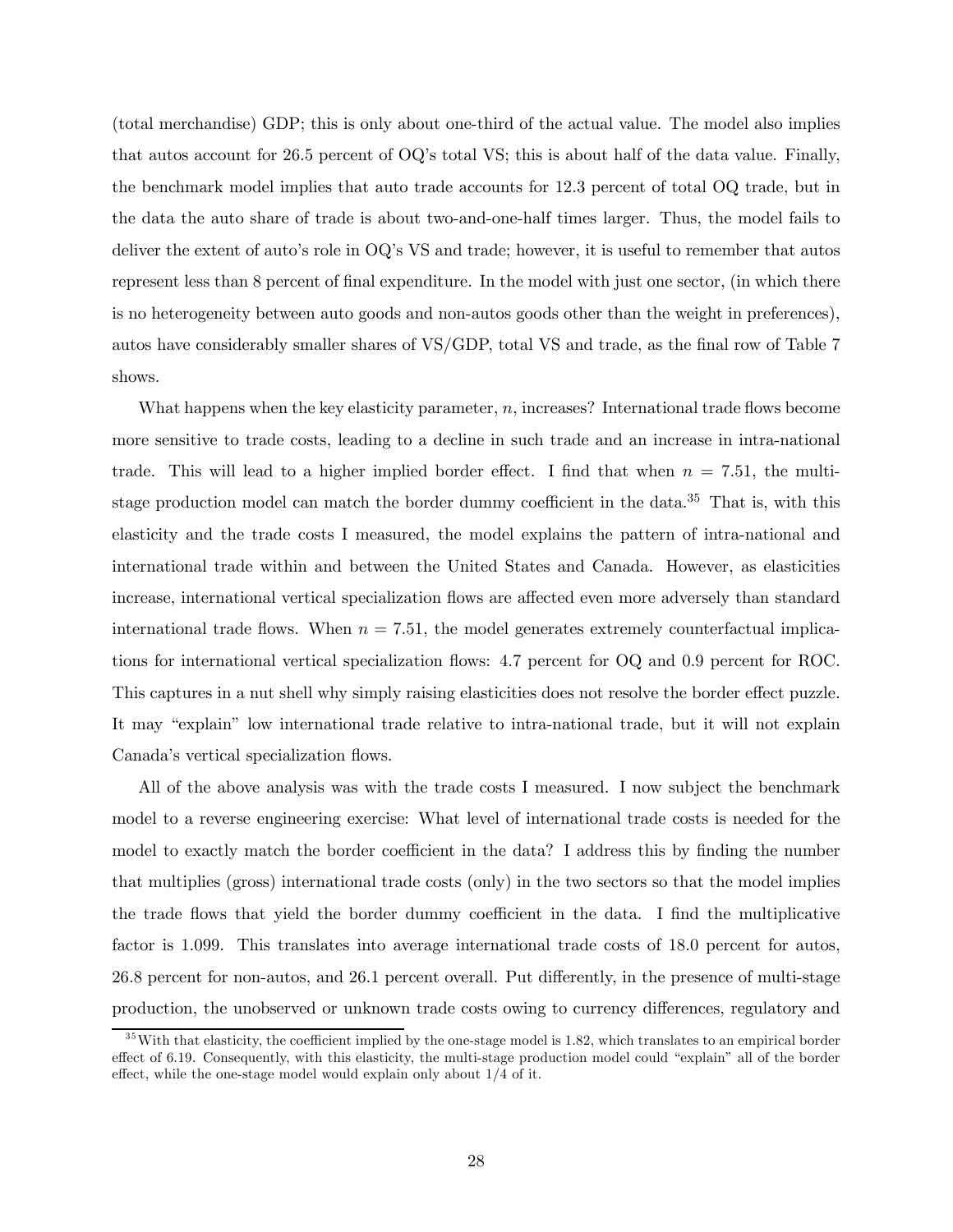(total merchandise) GDP; this is only about one-third of the actual value. The model also implies that autos account for 26.5 percent of OQ's total VS; this is about half of the data value. Finally, the benchmark model implies that auto trade accounts for 12.3 percent of total OQ trade, but in the data the auto share of trade is about two-and-one-half times larger. Thus, the model fails to deliver the extent of auto's role in OQ's VS and trade; however, it is useful to remember that autos represent less than 8 percent of final expenditure. In the model with just one sector, (in which there is no heterogeneity between auto goods and non-autos goods other than the weight in preferences), autos have considerably smaller shares of VS/GDP, total VS and trade, as the final row of Table 7 shows.

What happens when the key elasticity parameter, $n$, increases? International trade flows become more sensitive to trade costs, leading to a decline in such trade and an increase in intra-national trade. This will lead to a higher implied border effect. I find that when $n = 7.51$, the multi-stage production model can match the border dummy coefficient in the data.[35] That is, with this elasticity and the trade costs I measured, the model explains the pattern of intra-national and international trade within and between the United States and Canada. However, as elasticities increase, international vertical specialization flows are affected even more adversely than standard international trade flows. When $n = 7.51$, the model generates extremely counterfactual implications for international vertical specialization flows: 4.7 percent for OQ and 0.9 percent for ROC. This captures in a nut shell why simply raising elasticities does not resolve the border effect puzzle. It may "explain" low international trade relative to intra-national trade, but it will not explain Canada's vertical specialization flows.

All of the above analysis was with the trade costs I measured. I now subject the benchmark model to a reverse engineering exercise: What level of international trade costs is needed for the model to exactly match the border coefficient in the data? I address this by finding the number that multiplies (gross) international trade costs (only) in the two sectors so that the model implies the trade flows that yield the border dummy coefficient in the data. I find the multiplicative factor is 1.099. This translates into average international trade costs of 18.0 percent for autos, 26.8 percent for non-autos, and 26.1 percent overall. Put differently, in the presence of multi-stage production, the unobserved or unknown trade costs owing to currency differences, regulatory and

[35] With that elasticity, the coefficient implied by the one-stage model is 1.82, which translates to an empirical border effect of 6.19. Consequently, with this elasticity, the multi-stage production model could "explain" all of the border effect, while the one-stage model would explain only about 1/4 of it.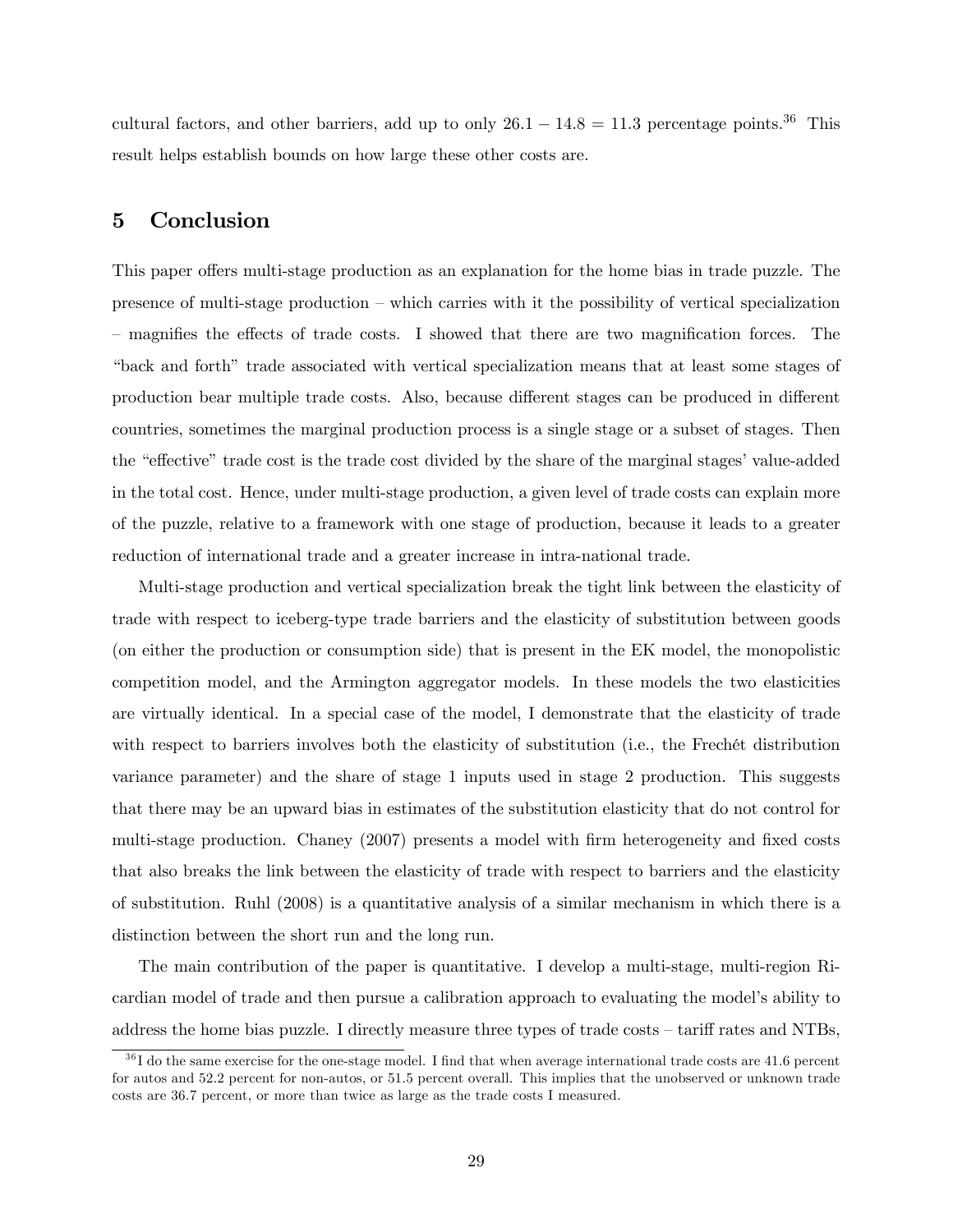cultural factors, and other barriers, add up to only $26.1 - 14.8 = 11.3$ percentage points.[36] This result helps establish bounds on how large these other costs are.

## 5 Conclusion

This paper offers multi-stage production as an explanation for the home bias in trade puzzle. The presence of multi-stage production – which carries with it the possibility of vertical specialization – magnifies the effects of trade costs. I showed that there are two magnification forces. The "back and forth" trade associated with vertical specialization means that at least some stages of production bear multiple trade costs. Also, because different stages can be produced in different countries, sometimes the marginal production process is a single stage or a subset of stages. Then the "effective" trade cost is the trade cost divided by the share of the marginal stages' value-added in the total cost. Hence, under multi-stage production, a given level of trade costs can explain more of the puzzle, relative to a framework with one stage of production, because it leads to a greater reduction of international trade and a greater increase in intra-national trade.

Multi-stage production and vertical specialization break the tight link between the elasticity of trade with respect to iceberg-type trade barriers and the elasticity of substitution between goods (on either the production or consumption side) that is present in the EK model, the monopolistic competition model, and the Armington aggregator models. In these models the two elasticities are virtually identical. In a special case of the model, I demonstrate that the elasticity of trade with respect to barriers involves both the elasticity of substitution (i.e., the Frechét distribution variance parameter) and the share of stage 1 inputs used in stage 2 production. This suggests that there may be an upward bias in estimates of the substitution elasticity that do not control for multi-stage production. Chaney (2007) presents a model with firm heterogeneity and fixed costs that also breaks the link between the elasticity of trade with respect to barriers and the elasticity of substitution. Ruhl (2008) is a quantitative analysis of a similar mechanism in which there is a distinction between the short run and the long run.

The main contribution of the paper is quantitative. I develop a multi-stage, multi-region Ricardian model of trade and then pursue a calibration approach to evaluating the model's ability to address the home bias puzzle. I directly measure three types of trade costs – tariff rates and NTBs,

[36] I do the same exercise for the one-stage model. I find that when average international trade costs are 41.6 percent for autos and 52.2 percent for non-autos, or 51.5 percent overall. This implies that the unobserved or unknown trade costs are 36.7 percent, or more than twice as large as the trade costs I measured.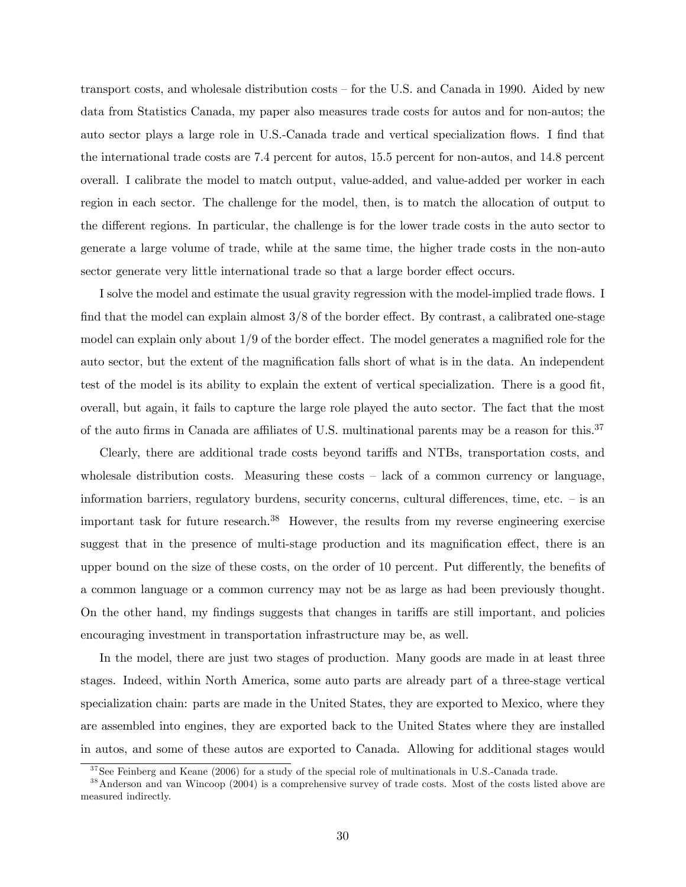transport costs, and wholesale distribution costs – for the U.S. and Canada in 1990. Aided by new data from Statistics Canada, my paper also measures trade costs for autos and for non-autos; the auto sector plays a large role in U.S.-Canada trade and vertical specialization flows. I find that the international trade costs are 7.4 percent for autos, 15.5 percent for non-autos, and 14.8 percent overall. I calibrate the model to match output, value-added, and value-added per worker in each region in each sector. The challenge for the model, then, is to match the allocation of output to the different regions. In particular, the challenge is for the lower trade costs in the auto sector to generate a large volume of trade, while at the same time, the higher trade costs in the non-auto sector generate very little international trade so that a large border effect occurs.

I solve the model and estimate the usual gravity regression with the model-implied trade flows. I find that the model can explain almost 3/8 of the border effect. By contrast, a calibrated one-stage model can explain only about 1/9 of the border effect. The model generates a magnified role for the auto sector, but the extent of the magnification falls short of what is in the data. An independent test of the model is its ability to explain the extent of vertical specialization. There is a good fit, overall, but again, it fails to capture the large role played the auto sector. The fact that the most of the auto firms in Canada are affiliates of U.S. multinational parents may be a reason for this.[37]

Clearly, there are additional trade costs beyond tariffs and NTBs, transportation costs, and wholesale distribution costs. Measuring these costs – lack of a common currency or language, information barriers, regulatory burdens, security concerns, cultural differences, time, etc. – is an important task for future research.[38] However, the results from my reverse engineering exercise suggest that in the presence of multi-stage production and its magnification effect, there is an upper bound on the size of these costs, on the order of 10 percent. Put differently, the benefits of a common language or a common currency may not be as large as had been previously thought. On the other hand, my findings suggests that changes in tariffs are still important, and policies encouraging investment in transportation infrastructure may be, as well.

In the model, there are just two stages of production. Many goods are made in at least three stages. Indeed, within North America, some auto parts are already part of a three-stage vertical specialization chain: parts are made in the United States, they are exported to Mexico, where they are assembled into engines, they are exported back to the United States where they are installed in autos, and some of these autos are exported to Canada. Allowing for additional stages would

[37] See Feinberg and Keane (2006) for a study of the special role of multinationals in U.S.-Canada trade.

[38] Anderson and van Wincoop (2004) is a comprehensive survey of trade costs. Most of the costs listed above are measured indirectly.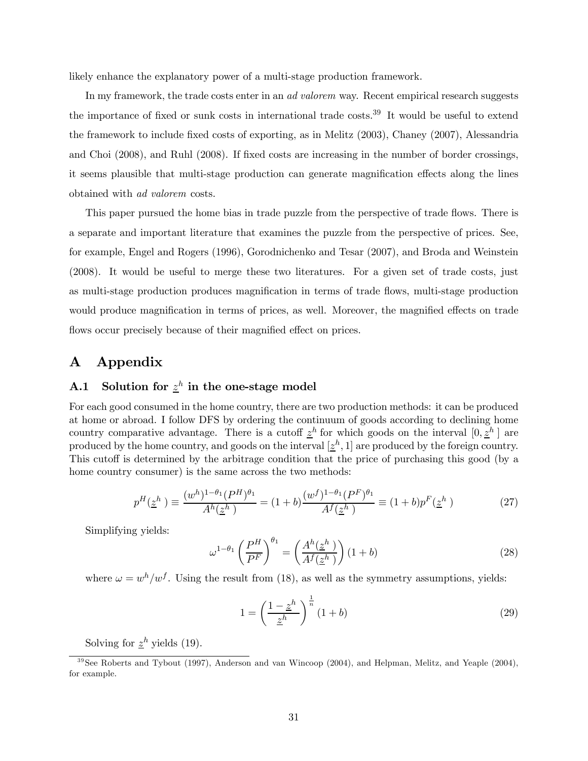likely enhance the explanatory power of a multi-stage production framework.

In my framework, the trade costs enter in an *ad valorem* way. Recent empirical research suggests the importance of fixed or sunk costs in international trade costs.[39] It would be useful to extend the framework to include fixed costs of exporting, as in Melitz (2003), Chaney (2007), Alessandria and Choi (2008), and Ruhl (2008). If fixed costs are increasing in the number of border crossings, it seems plausible that multi-stage production can generate magnification effects along the lines obtained with *ad valorem* costs.

This paper pursued the home bias in trade puzzle from the perspective of trade flows. There is a separate and important literature that examines the puzzle from the perspective of prices. See, for example, Engel and Rogers (1996), Gorodnichenko and Tesar (2007), and Broda and Weinstein (2008). It would be useful to merge these two literatures. For a given set of trade costs, just as multi-stage production produces magnification in terms of trade flows, multi-stage production would produce magnification in terms of prices, as well. Moreover, the magnified effects on trade flows occur precisely because of their magnified effect on prices.

# A Appendix

## A.1 Solution for $\underline{z}^h$ in the one-stage model

For each good consumed in the home country, there are two production methods: it can be produced at home or abroad. I follow DFS by ordering the continuum of goods according to declining home country comparative advantage. There is a cutoff $\underline{z}^h$ for which goods on the interval $[0, \underline{z}^h]$ are produced by the home country, and goods on the interval $[\underline{z}^h, 1]$ are produced by the foreign country. This cutoff is determined by the arbitrage condition that the price of purchasing this good (by a home country consumer) is the same across the two methods:

$$p^H(\underline{z}^h) \equiv \frac{(w^h)^{1-\theta_1}(P^H)^{\theta_1}}{A^h(\underline{z}^h)} = (1+b)\frac{(w^f)^{1-\theta_1}(P^F)^{\theta_1}}{A^f(\underline{z}^h)} \equiv (1+b)p^F(\underline{z}^h) \tag{27}$$

Simplifying yields:

$$\omega^{1-\theta_1}\left(\frac{P^H}{P^F}\right)^{\theta_1} = \left(\frac{A^h(\underline{z}^h)}{A^f(\underline{z}^h)}\right)(1+b) \tag{28}$$

where $\omega = w^h/w^f$. Using the result from (18), as well as the symmetry assumptions, yields:

$$1 = \left(\frac{1-\underline{z}^h}{\underline{z}^h}\right)^{\frac{1}{n}}(1+b) \tag{29}$$

Solving for $\underline{z}^h$ yields (19).

[39] See Roberts and Tybout (1997), Anderson and van Wincoop (2004), and Helpman, Melitz, and Yeaple (2004), for example.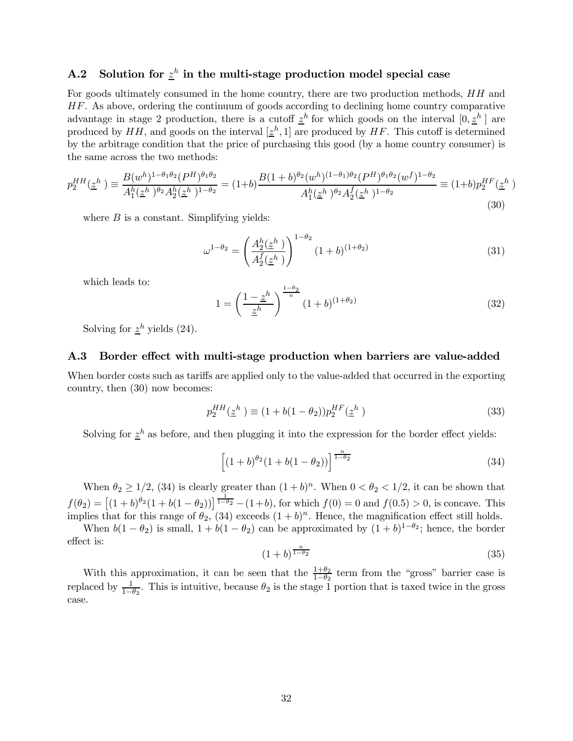### A.2 Solution for $\underline{z}^h$ in the multi-stage production model special case

For goods ultimately consumed in the home country, there are two production methods, $HH$ and $HF$. As above, ordering the continuum of goods according to declining home country comparative advantage in stage 2 production, there is a cutoff $\underline{z}^h$ for which goods on the interval $[0, \underline{z}^h]$ are produced by $HH$, and goods on the interval $[\underline{z}^h, 1]$ are produced by $HF$. This cutoff is determined by the arbitrage condition that the price of purchasing this good (by a home country consumer) is the same across the two methods:

$$p_2^{HH}(\underline{z}^h) \equiv \frac{B(w^h)^{1-\theta_1\theta_2}(P^H)^{\theta_1\theta_2}}{A_1^h(\underline{z}^h)^{\theta_2} A_2^h(\underline{z}^h)^{1-\theta_2}} = (1+b)\frac{B(1+b)^{\theta_2}(w^h)^{(1-\theta_1)\theta_2}(P^H)^{\theta_1\theta_2}(w^f)^{1-\theta_2}}{A_1^h(\underline{z}^h)^{\theta_2} A_2^f(\underline{z}^h)^{1-\theta_2}} \equiv (1+b)p_2^{HF}(\underline{z}^h) \tag{30}$$

where $B$ is a constant. Simplifying yields:

$$\omega^{1-\theta_2} = \left(\frac{A_2^h(\underline{z}^h)}{A_2^f(\underline{z}^h)}\right)^{1-\theta_2} (1+b)^{(1+\theta_2)} \tag{31}$$

which leads to:

$$1 = \left(\frac{1-\underline{z}^h}{\underline{z}^h}\right)^{\frac{1-\theta_2}{n}} (1+b)^{(1+\theta_2)} \tag{32}$$

Solving for $\underline{z}^h$ yields (24).

### A.3 Border effect with multi-stage production when barriers are value-added

When border costs such as tariffs are applied only to the value-added that occurred in the exporting country, then (30) now becomes:

$$p_2^{HH}(\underline{z}^h) \equiv (1 + b(1-\theta_2))p_2^{HF}(\underline{z}^h) \tag{33}$$

Solving for $\underline{z}^h$ as before, and then plugging it into the expression for the border effect yields:

$$\left[(1+b)^{\theta_2}(1+b(1-\theta_2))\right]^{\frac{n}{1-\theta_2}} \tag{34}$$

When $\theta_2 \geq 1/2$, (34) is clearly greater than $(1+b)^n$. When $0 < \theta_2 < 1/2$, it can be shown that $f(\theta_2) = \left[(1+b)^{\theta_2}(1+b(1-\theta_2))\right]^{\frac{1}{1-\theta_2}} - (1+b)$, for which $f(0) = 0$ and $f(0.5) > 0$, is concave. This implies that for this range of $\theta_2$, (34) exceeds $(1+b)^n$. Hence, the magnification effect still holds.

When $b(1-\theta_2)$ is small, $1 + b(1-\theta_2)$ can be approximated by $(1+b)^{1-\theta_2}$; hence, the border effect is:

$$(1+b)^{\frac{n}{1-\theta_2}} \tag{35}$$

With this approximation, it can be seen that the $\frac{1+\theta_2}{1-\theta_2}$ term from the "gross" barrier case is replaced by $\frac{1}{1-\theta_2}$. This is intuitive, because $\theta_2$ is the stage 1 portion that is taxed twice in the gross case.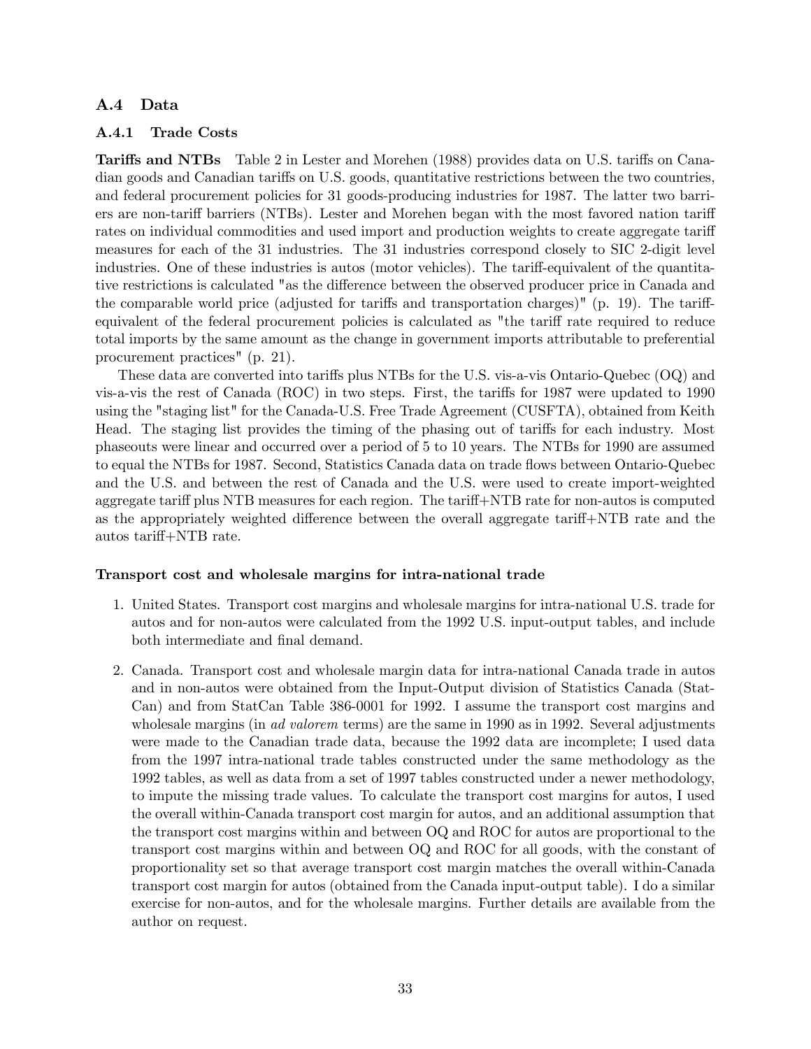## A.4 Data

### A.4.1 Trade Costs

**Tariffs and NTBs** Table 2 in Lester and Morehen (1988) provides data on U.S. tariffs on Canadian goods and Canadian tariffs on U.S. goods, quantitative restrictions between the two countries, and federal procurement policies for 31 goods-producing industries for 1987. The latter two barriers are non-tariff barriers (NTBs). Lester and Morehen began with the most favored nation tariff rates on individual commodities and used import and production weights to create aggregate tariff measures for each of the 31 industries. The 31 industries correspond closely to SIC 2-digit level industries. One of these industries is autos (motor vehicles). The tariff-equivalent of the quantitative restrictions is calculated "as the difference between the observed producer price in Canada and the comparable world price (adjusted for tariffs and transportation charges)" (p. 19). The tariff-equivalent of the federal procurement policies is calculated as "the tariff rate required to reduce total imports by the same amount as the change in government imports attributable to preferential procurement practices" (p. 21).

These data are converted into tariffs plus NTBs for the U.S. vis-a-vis Ontario-Quebec (OQ) and vis-a-vis the rest of Canada (ROC) in two steps. First, the tariffs for 1987 were updated to 1990 using the "staging list" for the Canada-U.S. Free Trade Agreement (CUSFTA), obtained from Keith Head. The staging list provides the timing of the phasing out of tariffs for each industry. Most phaseouts were linear and occurred over a period of 5 to 10 years. The NTBs for 1990 are assumed to equal the NTBs for 1987. Second, Statistics Canada data on trade flows between Ontario-Quebec and the U.S. and between the rest of Canada and the U.S. were used to create import-weighted aggregate tariff plus NTB measures for each region. The tariff+NTB rate for non-autos is computed as the appropriately weighted difference between the overall aggregate tariff+NTB rate and the autos tariff+NTB rate.

**Transport cost and wholesale margins for intra-national trade**

1. United States. Transport cost margins and wholesale margins for intra-national U.S. trade for autos and for non-autos were calculated from the 1992 U.S. input-output tables, and include both intermediate and final demand.

2. Canada. Transport cost and wholesale margin data for intra-national Canada trade in autos and in non-autos were obtained from the Input-Output division of Statistics Canada (StatCan) and from StatCan Table 386-0001 for 1992. I assume the transport cost margins and wholesale margins (in *ad valorem* terms) are the same in 1990 as in 1992. Several adjustments were made to the Canadian trade data, because the 1992 data are incomplete; I used data from the 1997 intra-national trade tables constructed under the same methodology as the 1992 tables, as well as data from a set of 1997 tables constructed under a newer methodology, to impute the missing trade values. To calculate the transport cost margins for autos, I used the overall within-Canada transport cost margin for autos, and an additional assumption that the transport cost margins within and between OQ and ROC for autos are proportional to the transport cost margins within and between OQ and ROC for all goods, with the constant of proportionality set so that average transport cost margin matches the overall within-Canada transport cost margin for autos (obtained from the Canada input-output table). I do a similar exercise for non-autos, and for the wholesale margins. Further details are available from the author on request.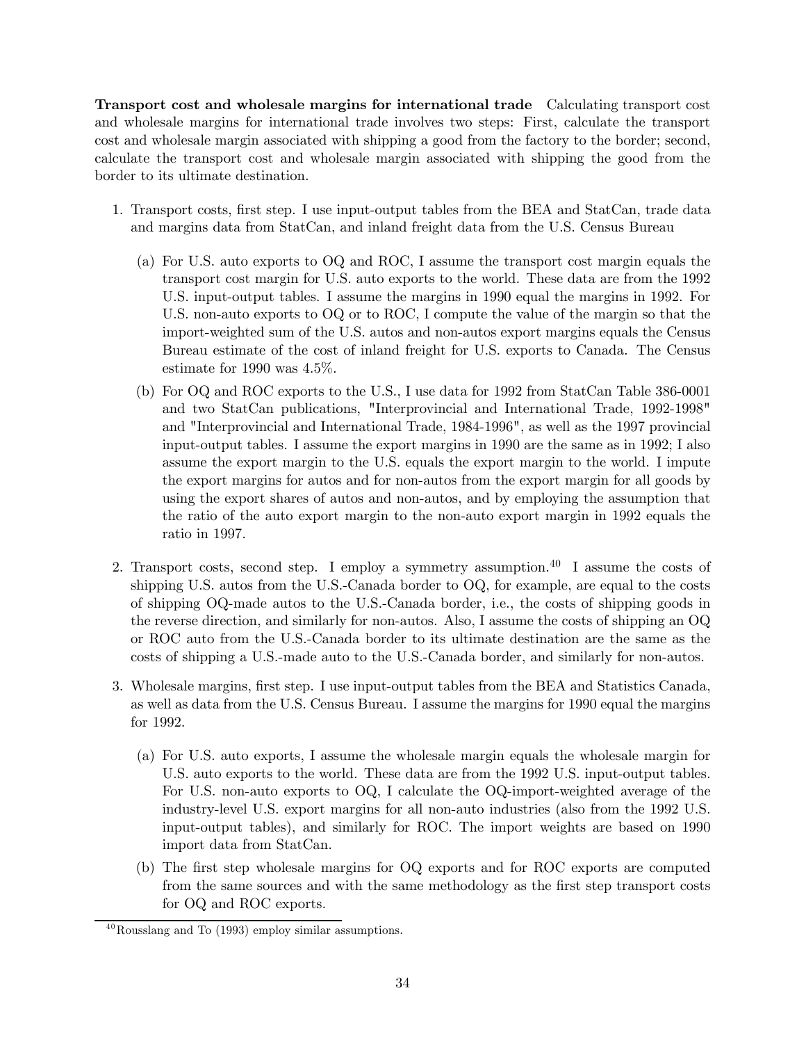**Transport cost and wholesale margins for international trade** Calculating transport cost and wholesale margins for international trade involves two steps: First, calculate the transport cost and wholesale margin associated with shipping a good from the factory to the border; second, calculate the transport cost and wholesale margin associated with shipping the good from the border to its ultimate destination.

1. Transport costs, first step. I use input-output tables from the BEA and StatCan, trade data and margins data from StatCan, and inland freight data from the U.S. Census Bureau

   (a) For U.S. auto exports to OQ and ROC, I assume the transport cost margin equals the transport cost margin for U.S. auto exports to the world. These data are from the 1992 U.S. input-output tables. I assume the margins in 1990 equal the margins in 1992. For U.S. non-auto exports to OQ or to ROC, I compute the value of the margin so that the import-weighted sum of the U.S. autos and non-autos export margins equals the Census Bureau estimate of the cost of inland freight for U.S. exports to Canada. The Census estimate for 1990 was 4.5%.

   (b) For OQ and ROC exports to the U.S., I use data for 1992 from StatCan Table 386-0001 and two StatCan publications, "Interprovincial and International Trade, 1992-1998" and "Interprovincial and International Trade, 1984-1996", as well as the 1997 provincial input-output tables. I assume the export margins in 1990 are the same as in 1992; I also assume the export margin to the U.S. equals the export margin to the world. I impute the export margins for autos and for non-autos from the export margin for all goods by using the export shares of autos and non-autos, and by employing the assumption that the ratio of the auto export margin to the non-auto export margin in 1992 equals the ratio in 1997.

2. Transport costs, second step. I employ a symmetry assumption.[40] I assume the costs of shipping U.S. autos from the U.S.-Canada border to OQ, for example, are equal to the costs of shipping OQ-made autos to the U.S.-Canada border, i.e., the costs of shipping goods in the reverse direction, and similarly for non-autos. Also, I assume the costs of shipping an OQ or ROC auto from the U.S.-Canada border to its ultimate destination are the same as the costs of shipping a U.S.-made auto to the U.S.-Canada border, and similarly for non-autos.

3. Wholesale margins, first step. I use input-output tables from the BEA and Statistics Canada, as well as data from the U.S. Census Bureau. I assume the margins for 1990 equal the margins for 1992.

   (a) For U.S. auto exports, I assume the wholesale margin equals the wholesale margin for U.S. auto exports to the world. These data are from the 1992 U.S. input-output tables. For U.S. non-auto exports to OQ, I calculate the OQ-import-weighted average of the industry-level U.S. export margins for all non-auto industries (also from the 1992 U.S. input-output tables), and similarly for ROC. The import weights are based on 1990 import data from StatCan.

   (b) The first step wholesale margins for OQ exports and for ROC exports are computed from the same sources and with the same methodology as the first step transport costs for OQ and ROC exports.

[40] Rousslang and To (1993) employ similar assumptions.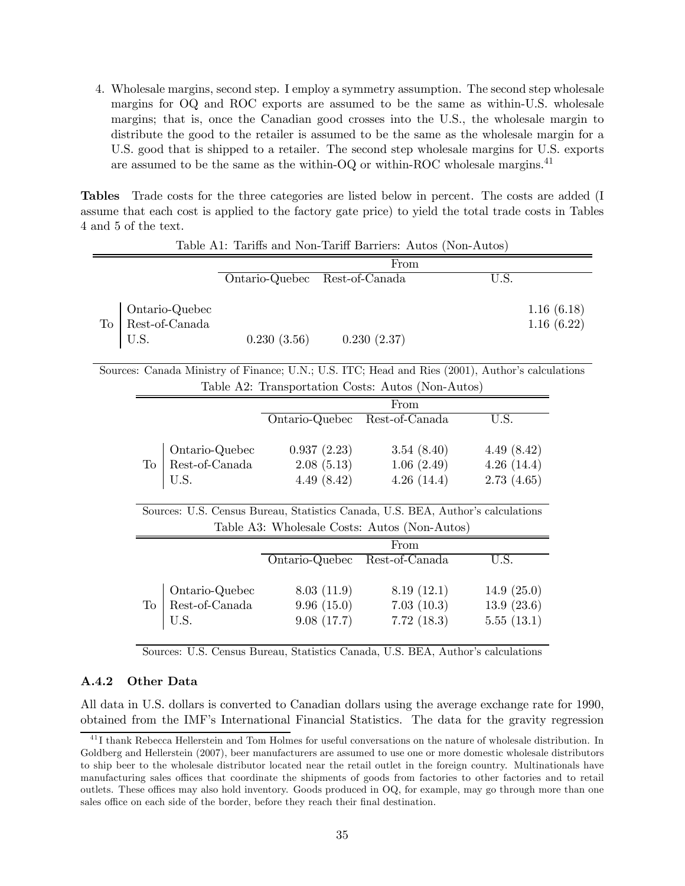4. Wholesale margins, second step. I employ a symmetry assumption. The second step wholesale margins for OQ and ROC exports are assumed to be the same as within-U.S. wholesale margins; that is, once the Canadian good crosses into the U.S., the wholesale margin to distribute the good to the retailer is assumed to be the same as the wholesale margin for a U.S. good that is shipped to a retailer. The second step wholesale margins for U.S. exports are assumed to be the same as the within-OQ or within-ROC wholesale margins.[41]

**Tables** Trade costs for the three categories are listed below in percent. The costs are added (I assume that each cost is applied to the factory gate price) to yield the total trade costs in Tables 4 and 5 of the text.

Table A1: Tariffs and Non-Tariff Barriers: Autos (Non-Autos)

| | | From | | |
|---|---|---|---|---|
| | | Ontario-Quebec | Rest-of-Canada | U.S. |
| To | Ontario-Quebec | | | 1.16 (6.18) |
| | Rest-of-Canada | | | 1.16 (6.22) |
| | U.S. | 0.230 (3.56) | 0.230 (2.37) | |

Sources: Canada Ministry of Finance; U.N.; U.S. ITC; Head and Ries (2001), Author's calculations

Table A2: Transportation Costs: Autos (Non-Autos)

| | | From | | |
|---|---|---|---|---|
| | | Ontario-Quebec | Rest-of-Canada | U.S. |
| To | Ontario-Quebec | 0.937 (2.23) | 3.54 (8.40) | 4.49 (8.42) |
| | Rest-of-Canada | 2.08 (5.13) | 1.06 (2.49) | 4.26 (14.4) |
| | U.S. | 4.49 (8.42) | 4.26 (14.4) | 2.73 (4.65) |

Sources: U.S. Census Bureau, Statistics Canada, U.S. BEA, Author's calculations

Table A3: Wholesale Costs: Autos (Non-Autos)

| | | From | | |
|---|---|---|---|---|
| | | Ontario-Quebec | Rest-of-Canada | U.S. |
| To | Ontario-Quebec | 8.03 (11.9) | 8.19 (12.1) | 14.9 (25.0) |
| | Rest-of-Canada | 9.96 (15.0) | 7.03 (10.3) | 13.9 (23.6) |
| | U.S. | 9.08 (17.7) | 7.72 (18.3) | 5.55 (13.1) |

Sources: U.S. Census Bureau, Statistics Canada, U.S. BEA, Author's calculations

### A.4.2 Other Data

All data in U.S. dollars is converted to Canadian dollars using the average exchange rate for 1990, obtained from the IMF's International Financial Statistics. The data for the gravity regression

[41] I thank Rebecca Hellerstein and Tom Holmes for useful conversations on the nature of wholesale distribution. In Goldberg and Hellerstein (2007), beer manufacturers are assumed to use one or more domestic wholesale distributors to ship beer to the wholesale distributor located near the retail outlet in the foreign country. Multinationals have manufacturing sales offices that coordinate the shipments of goods from factories to other factories and to retail outlets. These offices may also hold inventory. Goods produced in OQ, for example, may go through more than one sales office on each side of the border, before they reach their final destination.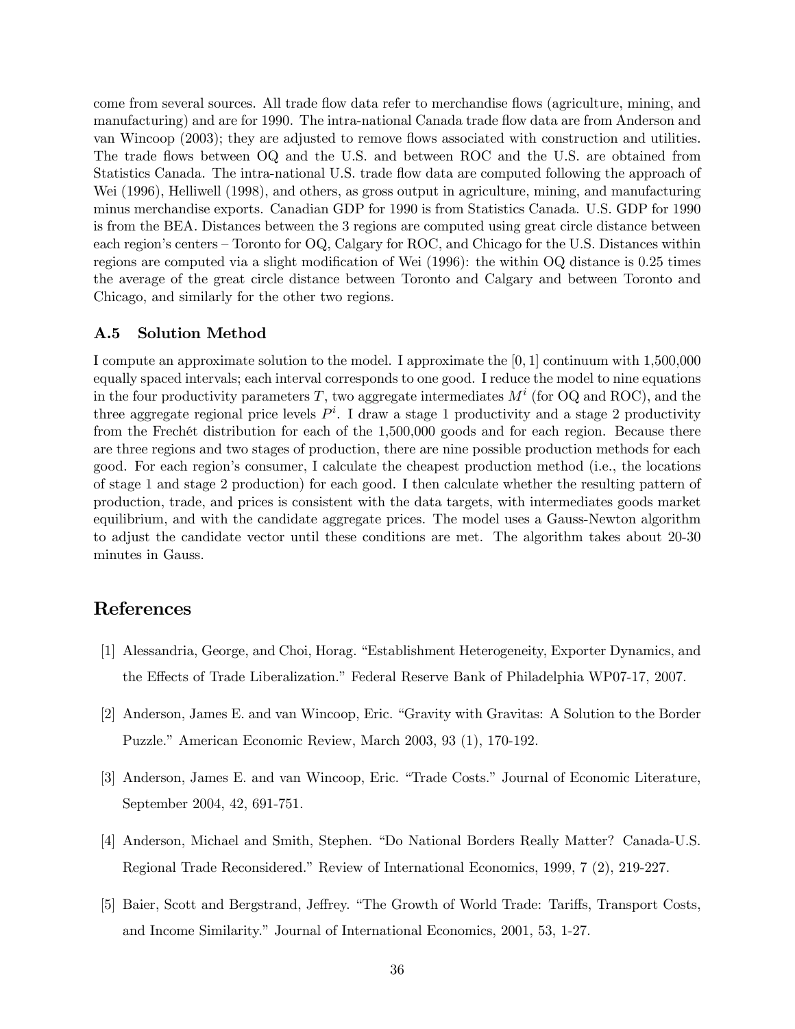come from several sources. All trade flow data refer to merchandise flows (agriculture, mining, and manufacturing) and are for 1990. The intra-national Canada trade flow data are from Anderson and van Wincoop (2003); they are adjusted to remove flows associated with construction and utilities. The trade flows between OQ and the U.S. and between ROC and the U.S. are obtained from Statistics Canada. The intra-national U.S. trade flow data are computed following the approach of Wei (1996), Helliwell (1998), and others, as gross output in agriculture, mining, and manufacturing minus merchandise exports. Canadian GDP for 1990 is from Statistics Canada. U.S. GDP for 1990 is from the BEA. Distances between the 3 regions are computed using great circle distance between each region's centers – Toronto for OQ, Calgary for ROC, and Chicago for the U.S. Distances within regions are computed via a slight modification of Wei (1996): the within OQ distance is 0.25 times the average of the great circle distance between Toronto and Calgary and between Toronto and Chicago, and similarly for the other two regions.

### A.5 Solution Method

I compute an approximate solution to the model. I approximate the $[0, 1]$ continuum with 1,500,000 equally spaced intervals; each interval corresponds to one good. I reduce the model to nine equations in the four productivity parameters $T$, two aggregate intermediates $M^i$ (for OQ and ROC), and the three aggregate regional price levels $P^i$. I draw a stage 1 productivity and a stage 2 productivity from the Frechét distribution for each of the 1,500,000 goods and for each region. Because there are three regions and two stages of production, there are nine possible production methods for each good. For each region's consumer, I calculate the cheapest production method (i.e., the locations of stage 1 and stage 2 production) for each good. I then calculate whether the resulting pattern of production, trade, and prices is consistent with the data targets, with intermediates goods market equilibrium, and with the candidate aggregate prices. The model uses a Gauss-Newton algorithm to adjust the candidate vector until these conditions are met. The algorithm takes about 20-30 minutes in Gauss.

## References

[1] Alessandria, George, and Choi, Horag. "Establishment Heterogeneity, Exporter Dynamics, and the Effects of Trade Liberalization." Federal Reserve Bank of Philadelphia WP07-17, 2007.

[2] Anderson, James E. and van Wincoop, Eric. "Gravity with Gravitas: A Solution to the Border Puzzle." American Economic Review, March 2003, 93 (1), 170-192.

[3] Anderson, James E. and van Wincoop, Eric. "Trade Costs." Journal of Economic Literature, September 2004, 42, 691-751.

[4] Anderson, Michael and Smith, Stephen. "Do National Borders Really Matter? Canada-U.S. Regional Trade Reconsidered." Review of International Economics, 1999, 7 (2), 219-227.

[5] Baier, Scott and Bergstrand, Jeffrey. "The Growth of World Trade: Tariffs, Transport Costs, and Income Similarity." Journal of International Economics, 2001, 53, 1-27.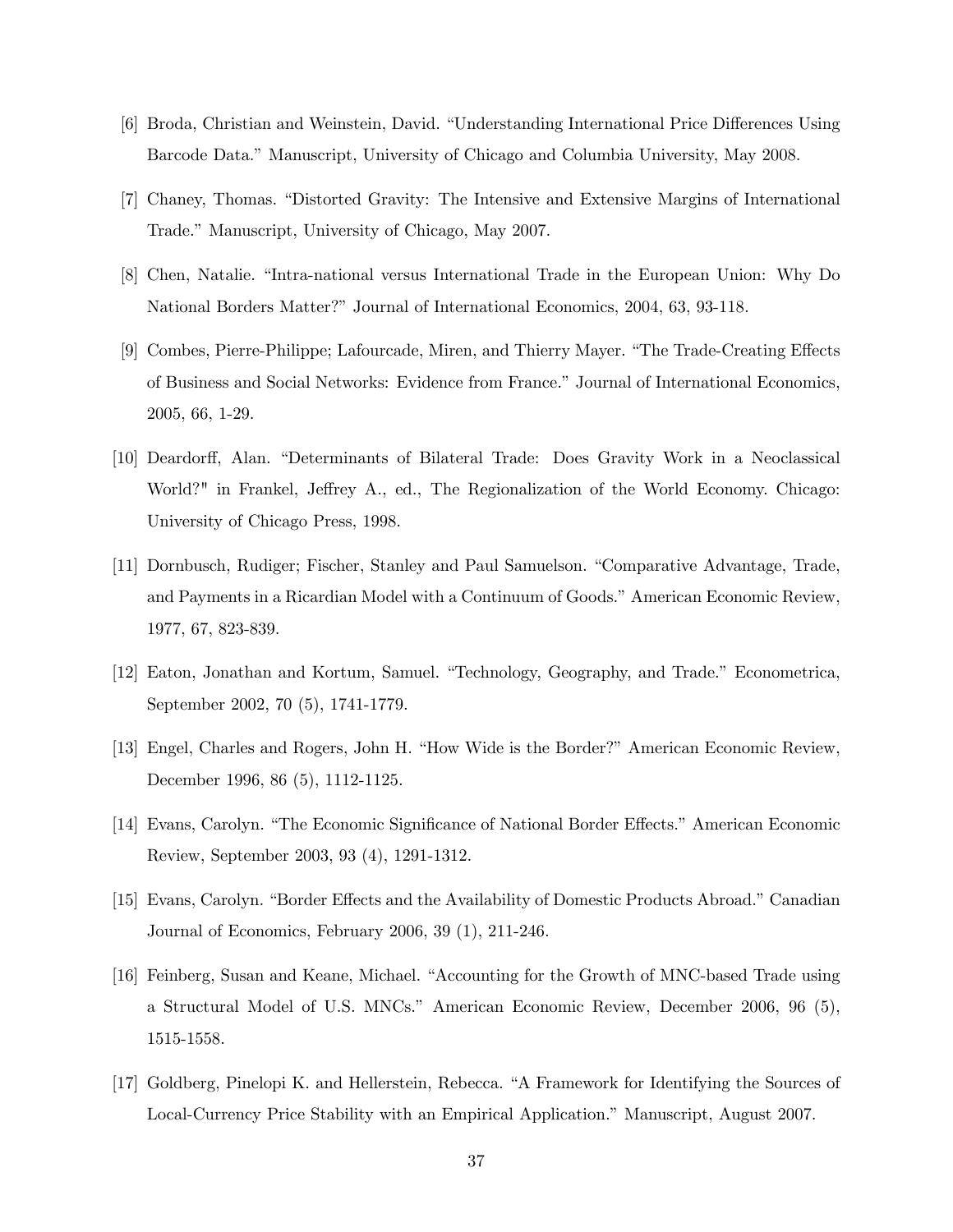[6] Broda, Christian and Weinstein, David. "Understanding International Price Differences Using Barcode Data." Manuscript, University of Chicago and Columbia University, May 2008.

[7] Chaney, Thomas. "Distorted Gravity: The Intensive and Extensive Margins of International Trade." Manuscript, University of Chicago, May 2007.

[8] Chen, Natalie. "Intra-national versus International Trade in the European Union: Why Do National Borders Matter?" Journal of International Economics, 2004, 63, 93-118.

[9] Combes, Pierre-Philippe; Lafourcade, Miren, and Thierry Mayer. "The Trade-Creating Effects of Business and Social Networks: Evidence from France." Journal of International Economics, 2005, 66, 1-29.

[10] Deardorff, Alan. "Determinants of Bilateral Trade: Does Gravity Work in a Neoclassical World?" in Frankel, Jeffrey A., ed., The Regionalization of the World Economy. Chicago: University of Chicago Press, 1998.

[11] Dornbusch, Rudiger; Fischer, Stanley and Paul Samuelson. "Comparative Advantage, Trade, and Payments in a Ricardian Model with a Continuum of Goods." American Economic Review, 1977, 67, 823-839.

[12] Eaton, Jonathan and Kortum, Samuel. "Technology, Geography, and Trade." Econometrica, September 2002, 70 (5), 1741-1779.

[13] Engel, Charles and Rogers, John H. "How Wide is the Border?" American Economic Review, December 1996, 86 (5), 1112-1125.

[14] Evans, Carolyn. "The Economic Significance of National Border Effects." American Economic Review, September 2003, 93 (4), 1291-1312.

[15] Evans, Carolyn. "Border Effects and the Availability of Domestic Products Abroad." Canadian Journal of Economics, February 2006, 39 (1), 211-246.

[16] Feinberg, Susan and Keane, Michael. "Accounting for the Growth of MNC-based Trade using a Structural Model of U.S. MNCs." American Economic Review, December 2006, 96 (5), 1515-1558.

[17] Goldberg, Pinelopi K. and Hellerstein, Rebecca. "A Framework for Identifying the Sources of Local-Currency Price Stability with an Empirical Application." Manuscript, August 2007.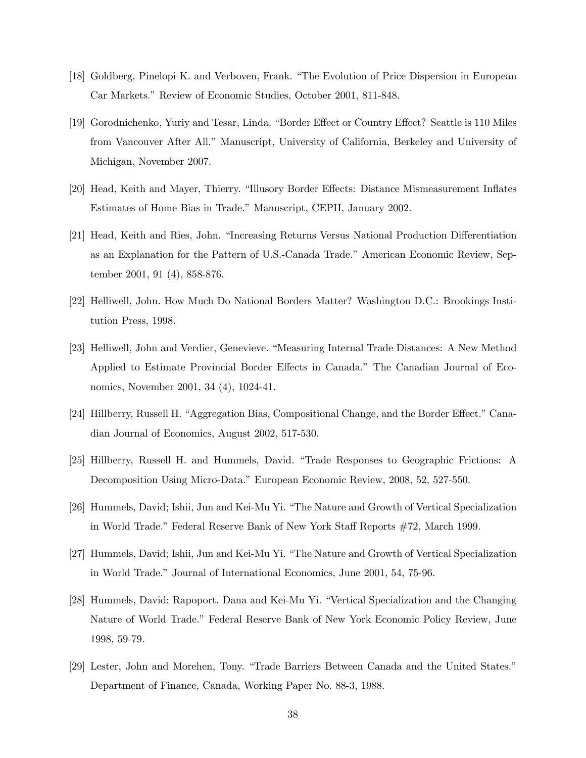[18] Goldberg, Pinelopi K. and Verboven, Frank. "The Evolution of Price Dispersion in European Car Markets." Review of Economic Studies, October 2001, 811-848.

[19] Gorodnichenko, Yuriy and Tesar, Linda. "Border Effect or Country Effect? Seattle is 110 Miles from Vancouver After All." Manuscript, University of California, Berkeley and University of Michigan, November 2007.

[20] Head, Keith and Mayer, Thierry. "Illusory Border Effects: Distance Mismeasurement Inflates Estimates of Home Bias in Trade." Manuscript, CEPII, January 2002.

[21] Head, Keith and Ries, John. "Increasing Returns Versus National Production Differentiation as an Explanation for the Pattern of U.S.-Canada Trade." American Economic Review, September 2001, 91 (4), 858-876.

[22] Helliwell, John. How Much Do National Borders Matter? Washington D.C.: Brookings Institution Press, 1998.

[23] Helliwell, John and Verdier, Genevieve. "Measuring Internal Trade Distances: A New Method Applied to Estimate Provincial Border Effects in Canada." The Canadian Journal of Economics, November 2001, 34 (4), 1024-41.

[24] Hillberry, Russell H. "Aggregation Bias, Compositional Change, and the Border Effect." Canadian Journal of Economics, August 2002, 517-530.

[25] Hillberry, Russell H. and Hummels, David. "Trade Responses to Geographic Frictions: A Decomposition Using Micro-Data." European Economic Review, 2008, 52, 527-550.

[26] Hummels, David; Ishii, Jun and Kei-Mu Yi. "The Nature and Growth of Vertical Specialization in World Trade." Federal Reserve Bank of New York Staff Reports #72, March 1999.

[27] Hummels, David; Ishii, Jun and Kei-Mu Yi. "The Nature and Growth of Vertical Specialization in World Trade." Journal of International Economics, June 2001, 54, 75-96.

[28] Hummels, David; Rapoport, Dana and Kei-Mu Yi. "Vertical Specialization and the Changing Nature of World Trade." Federal Reserve Bank of New York Economic Policy Review, June 1998, 59-79.

[29] Lester, John and Morehen, Tony. "Trade Barriers Between Canada and the United States." Department of Finance, Canada, Working Paper No. 88-3, 1988.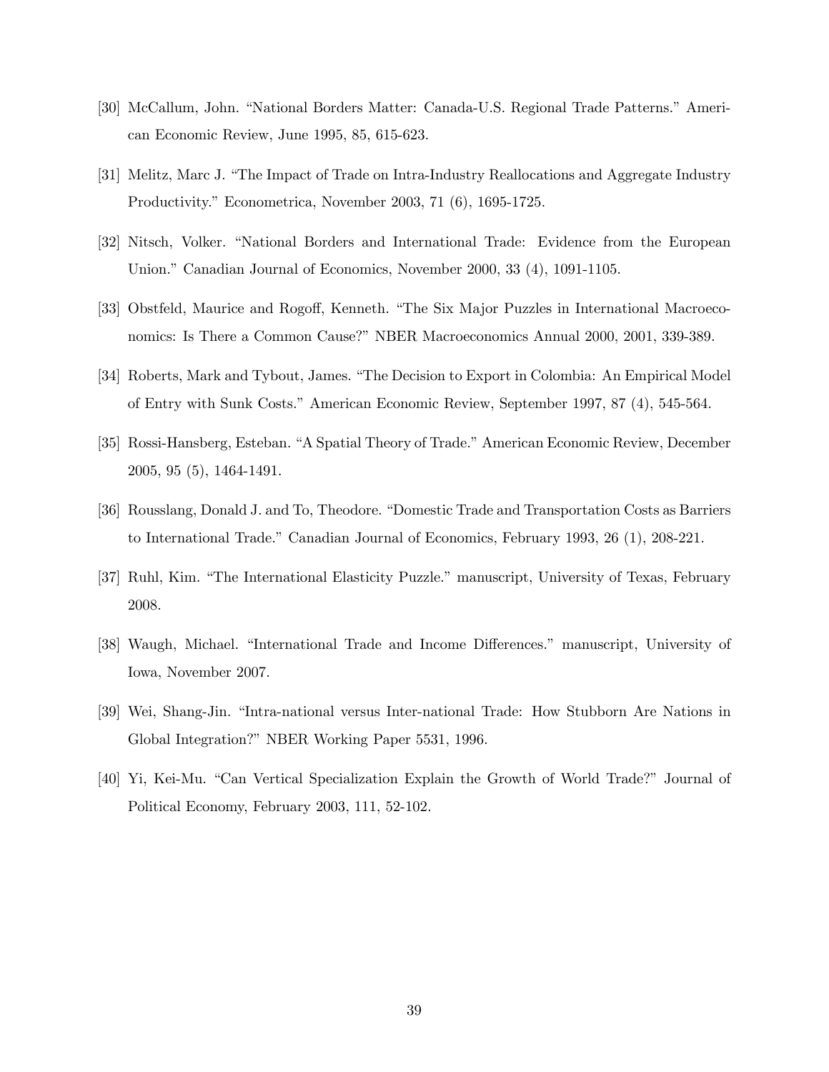[30] McCallum, John. "National Borders Matter: Canada-U.S. Regional Trade Patterns." American Economic Review, June 1995, 85, 615-623.

[31] Melitz, Marc J. "The Impact of Trade on Intra-Industry Reallocations and Aggregate Industry Productivity." Econometrica, November 2003, 71 (6), 1695-1725.

[32] Nitsch, Volker. "National Borders and International Trade: Evidence from the European Union." Canadian Journal of Economics, November 2000, 33 (4), 1091-1105.

[33] Obstfeld, Maurice and Rogoff, Kenneth. "The Six Major Puzzles in International Macroeconomics: Is There a Common Cause?" NBER Macroeconomics Annual 2000, 2001, 339-389.

[34] Roberts, Mark and Tybout, James. "The Decision to Export in Colombia: An Empirical Model of Entry with Sunk Costs." American Economic Review, September 1997, 87 (4), 545-564.

[35] Rossi-Hansberg, Esteban. "A Spatial Theory of Trade." American Economic Review, December 2005, 95 (5), 1464-1491.

[36] Rousslang, Donald J. and To, Theodore. "Domestic Trade and Transportation Costs as Barriers to International Trade." Canadian Journal of Economics, February 1993, 26 (1), 208-221.

[37] Ruhl, Kim. "The International Elasticity Puzzle." manuscript, University of Texas, February 2008.

[38] Waugh, Michael. "International Trade and Income Differences." manuscript, University of Iowa, November 2007.

[39] Wei, Shang-Jin. "Intra-national versus Inter-national Trade: How Stubborn Are Nations in Global Integration?" NBER Working Paper 5531, 1996.

[40] Yi, Kei-Mu. "Can Vertical Specialization Explain the Growth of World Trade?" Journal of Political Economy, February 2003, 111, 52-102.